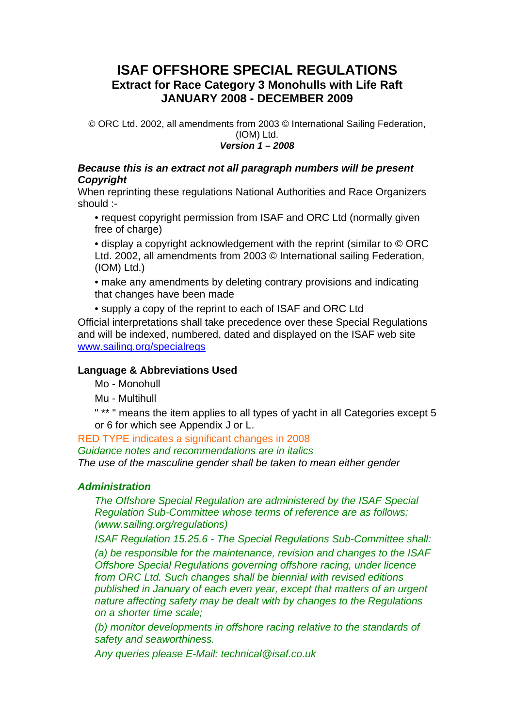# ISAF OFFSHORE SPECIAL REGULATIONS

## Extract for Race Category 3 Monohulls with Life Raft

## JANUARY 2008 - DECEMBER 2009

© ORC Ltd. 2002, all amendments from 2003 © International Sailing Federation, (IOM) Ltd.

***Version 1 – 2008***

***Because this is an extract not all paragraph numbers will be present***

***Copyright***

When reprinting these regulations National Authorities and Race Organizers should :-

- request copyright permission from ISAF and ORC Ltd (normally given free of charge)
- display a copyright acknowledgement with the reprint (similar to © ORC Ltd. 2002, all amendments from 2003 © International sailing Federation, (IOM) Ltd.)
- make any amendments by deleting contrary provisions and indicating that changes have been made
- supply a copy of the reprint to each of ISAF and ORC Ltd

Official interpretations shall take precedence over these Special Regulations and will be indexed, numbered, dated and displayed on the ISAF web site www.sailing.org/specialregs

**Language & Abbreviations Used**

Mo - Monohull

Mu - Multihull

" ** " means the item applies to all types of yacht in all Categories except 5 or 6 for which see Appendix J or L.

RED TYPE indicates a significant changes in 2008

*Guidance notes and recommendations are in italics*

*The use of the masculine gender shall be taken to mean either gender*

***Administration***

*The Offshore Special Regulation are administered by the ISAF Special Regulation Sub-Committee whose terms of reference are as follows: (www.sailing.org/regulations)*

*ISAF Regulation 15.25.6 - The Special Regulations Sub-Committee shall:*

*(a) be responsible for the maintenance, revision and changes to the ISAF Offshore Special Regulations governing offshore racing, under licence from ORC Ltd. Such changes shall be biennial with revised editions published in January of each even year, except that matters of an urgent nature affecting safety may be dealt with by changes to the Regulations on a shorter time scale;*

*(b) monitor developments in offshore racing relative to the standards of safety and seaworthiness.*

*Any queries please E-Mail: technical@isaf.co.uk*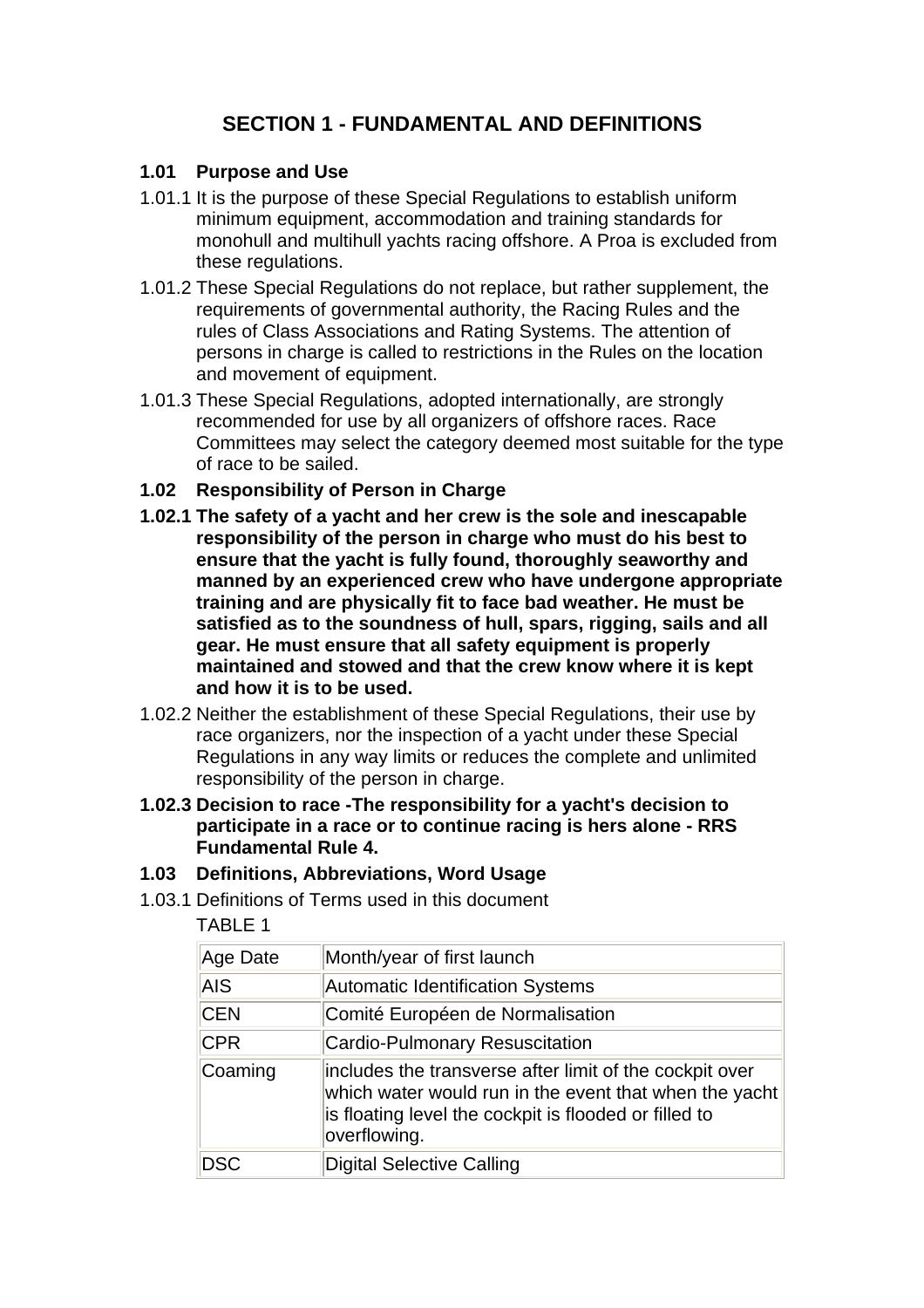# SECTION 1 - FUNDAMENTAL AND DEFINITIONS

## 1.01 Purpose and Use

1.01.1 It is the purpose of these Special Regulations to establish uniform minimum equipment, accommodation and training standards for monohull and multihull yachts racing offshore. A Proa is excluded from these regulations.

1.01.2 These Special Regulations do not replace, but rather supplement, the requirements of governmental authority, the Racing Rules and the rules of Class Associations and Rating Systems. The attention of persons in charge is called to restrictions in the Rules on the location and movement of equipment.

1.01.3 These Special Regulations, adopted internationally, are strongly recommended for use by all organizers of offshore races. Race Committees may select the category deemed most suitable for the type of race to be sailed.

## 1.02 Responsibility of Person in Charge

**1.02.1 The safety of a yacht and her crew is the sole and inescapable responsibility of the person in charge who must do his best to ensure that the yacht is fully found, thoroughly seaworthy and manned by an experienced crew who have undergone appropriate training and are physically fit to face bad weather. He must be satisfied as to the soundness of hull, spars, rigging, sails and all gear. He must ensure that all safety equipment is properly maintained and stowed and that the crew know where it is kept and how it is to be used.**

1.02.2 Neither the establishment of these Special Regulations, their use by race organizers, nor the inspection of a yacht under these Special Regulations in any way limits or reduces the complete and unlimited responsibility of the person in charge.

**1.02.3 Decision to race -The responsibility for a yacht's decision to participate in a race or to continue racing is hers alone - RRS Fundamental Rule 4.**

## 1.03 Definitions, Abbreviations, Word Usage

1.03.1 Definitions of Terms used in this document

TABLE 1

| | |
|---|---|
| Age Date | Month/year of first launch |
| AIS | Automatic Identification Systems |
| CEN | Comité Européen de Normalisation |
| CPR | Cardio-Pulmonary Resuscitation |
| Coaming | includes the transverse after limit of the cockpit over which water would run in the event that when the yacht is floating level the cockpit is flooded or filled to overflowing. |
| DSC | Digital Selective Calling |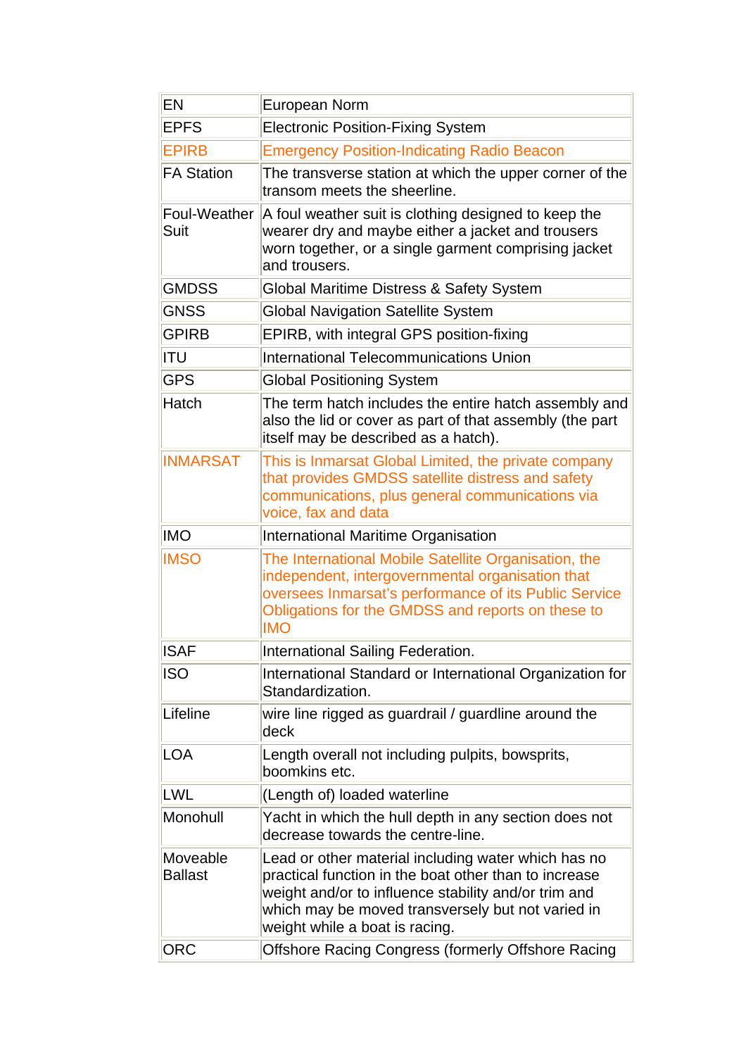| | |
|---|---|
| EN | European Norm |
| EPFS | Electronic Position-Fixing System |
| EPIRB | Emergency Position-Indicating Radio Beacon |
| FA Station | The transverse station at which the upper corner of the transom meets the sheerline. |
| Foul-Weather Suit | A foul weather suit is clothing designed to keep the wearer dry and maybe either a jacket and trousers worn together, or a single garment comprising jacket and trousers. |
| GMDSS | Global Maritime Distress & Safety System |
| GNSS | Global Navigation Satellite System |
| GPIRB | EPIRB, with integral GPS position-fixing |
| ITU | International Telecommunications Union |
| GPS | Global Positioning System |
| Hatch | The term hatch includes the entire hatch assembly and also the lid or cover as part of that assembly (the part itself may be described as a hatch). |
| INMARSAT | This is Inmarsat Global Limited, the private company that provides GMDSS satellite distress and safety communications, plus general communications via voice, fax and data |
| IMO | International Maritime Organisation |
| IMSO | The International Mobile Satellite Organisation, the independent, intergovernmental organisation that oversees Inmarsat's performance of its Public Service Obligations for the GMDSS and reports on these to IMO |
| ISAF | International Sailing Federation. |
| ISO | International Standard or International Organization for Standardization. |
| Lifeline | wire line rigged as guardrail / guardline around the deck |
| LOA | Length overall not including pulpits, bowsprits, boomkins etc. |
| LWL | (Length of) loaded waterline |
| Monohull | Yacht in which the hull depth in any section does not decrease towards the centre-line. |
| Moveable Ballast | Lead or other material including water which has no practical function in the boat other than to increase weight and/or to influence stability and/or trim and which may be moved transversely but not varied in weight while a boat is racing. |
| ORC | Offshore Racing Congress (formerly Offshore Racing |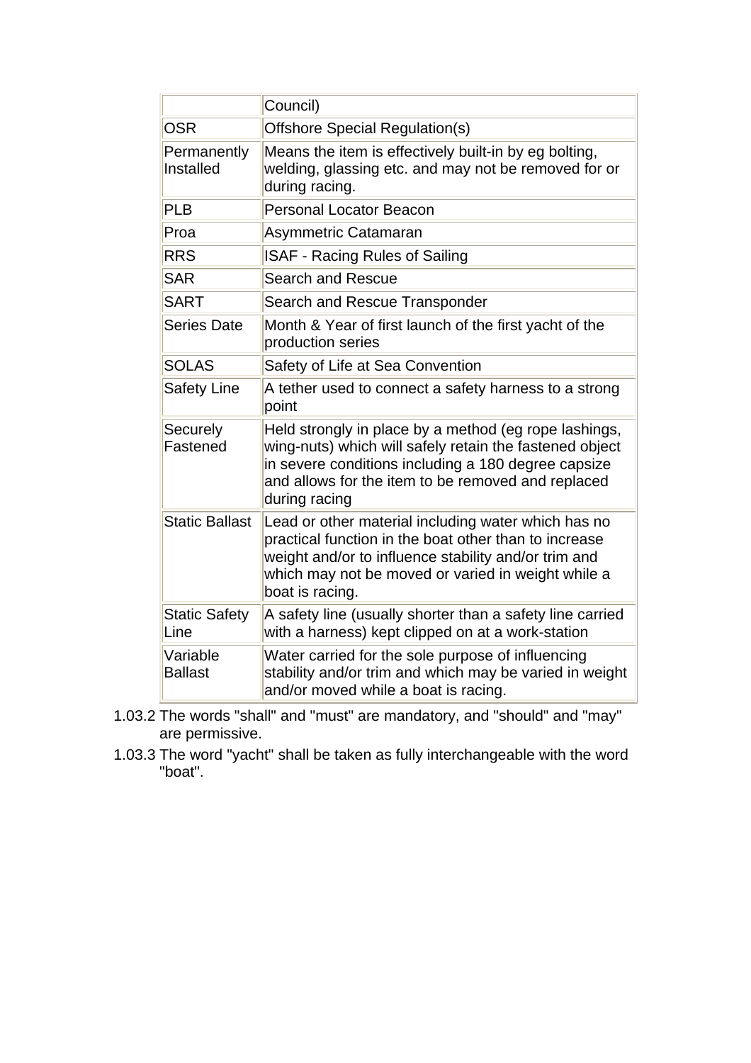| | |
|---|---|
| | Council) |
| OSR | Offshore Special Regulation(s) |
| Permanently Installed | Means the item is effectively built-in by eg bolting, welding, glassing etc. and may not be removed for or during racing. |
| PLB | Personal Locator Beacon |
| Proa | Asymmetric Catamaran |
| RRS | ISAF - Racing Rules of Sailing |
| SAR | Search and Rescue |
| SART | Search and Rescue Transponder |
| Series Date | Month & Year of first launch of the first yacht of the production series |
| SOLAS | Safety of Life at Sea Convention |
| Safety Line | A tether used to connect a safety harness to a strong point |
| Securely Fastened | Held strongly in place by a method (eg rope lashings, wing-nuts) which will safely retain the fastened object in severe conditions including a 180 degree capsize and allows for the item to be removed and replaced during racing |
| Static Ballast | Lead or other material including water which has no practical function in the boat other than to increase weight and/or to influence stability and/or trim and which may not be moved or varied in weight while a boat is racing. |
| Static Safety Line | A safety line (usually shorter than a safety line carried with a harness) kept clipped on at a work-station |
| Variable Ballast | Water carried for the sole purpose of influencing stability and/or trim and which may be varied in weight and/or moved while a boat is racing. |

1.03.2 The words "shall" and "must" are mandatory, and "should" and "may" are permissive.

1.03.3 The word "yacht" shall be taken as fully interchangeable with the word "boat".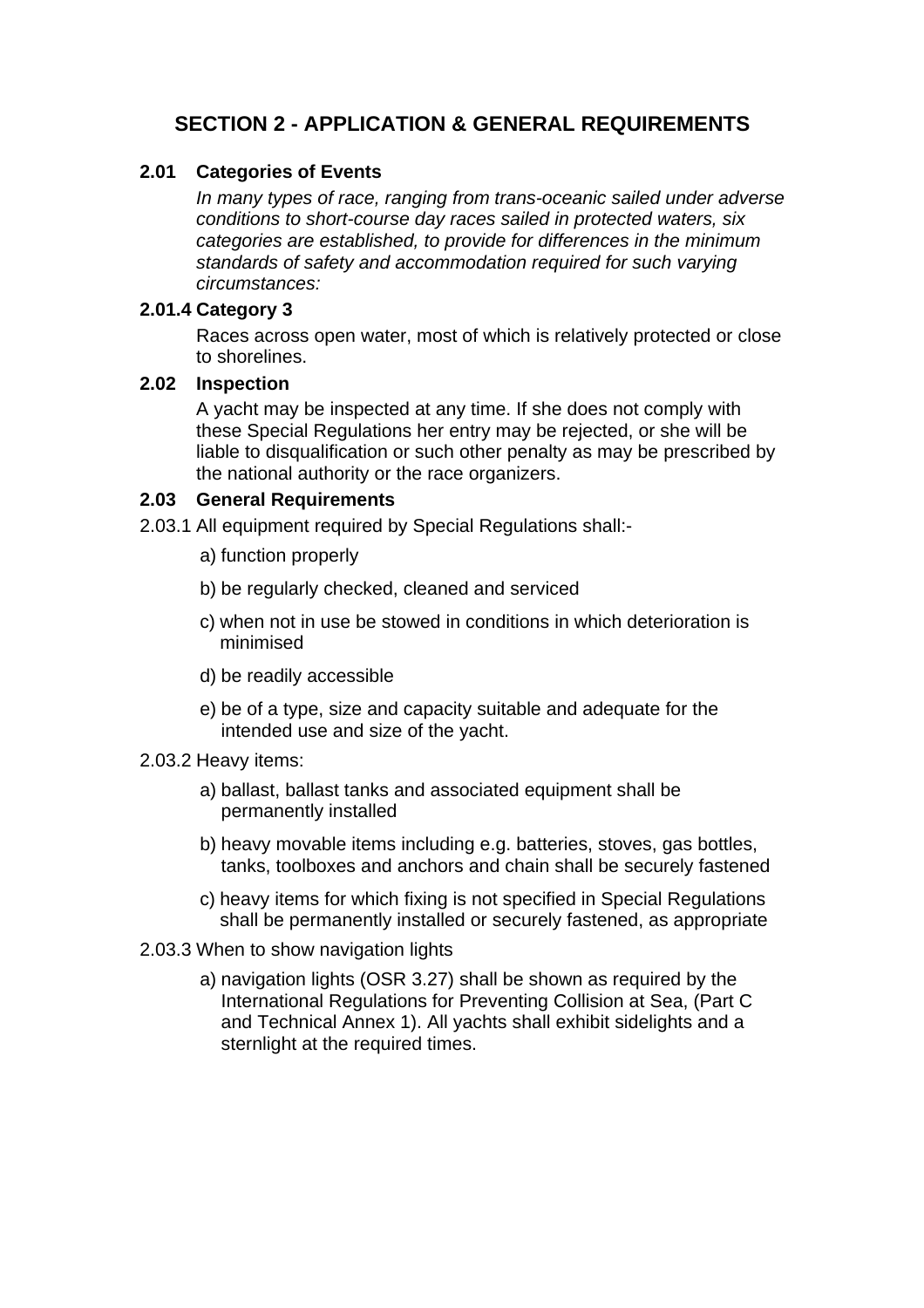# SECTION 2 - APPLICATION & GENERAL REQUIREMENTS

### 2.01 Categories of Events

*In many types of race, ranging from trans-oceanic sailed under adverse conditions to short-course day races sailed in protected waters, six categories are established, to provide for differences in the minimum standards of safety and accommodation required for such varying circumstances:*

### 2.01.4 Category 3

Races across open water, most of which is relatively protected or close to shorelines.

### 2.02 Inspection

A yacht may be inspected at any time. If she does not comply with these Special Regulations her entry may be rejected, or she will be liable to disqualification or such other penalty as may be prescribed by the national authority or the race organizers.

### 2.03 General Requirements

2.03.1 All equipment required by Special Regulations shall:-

a) function properly

b) be regularly checked, cleaned and serviced

c) when not in use be stowed in conditions in which deterioration is minimised

d) be readily accessible

e) be of a type, size and capacity suitable and adequate for the intended use and size of the yacht.

2.03.2 Heavy items:

a) ballast, ballast tanks and associated equipment shall be permanently installed

b) heavy movable items including e.g. batteries, stoves, gas bottles, tanks, toolboxes and anchors and chain shall be securely fastened

c) heavy items for which fixing is not specified in Special Regulations shall be permanently installed or securely fastened, as appropriate

2.03.3 When to show navigation lights

a) navigation lights (OSR 3.27) shall be shown as required by the International Regulations for Preventing Collision at Sea, (Part C and Technical Annex 1). All yachts shall exhibit sidelights and a sternlight at the required times.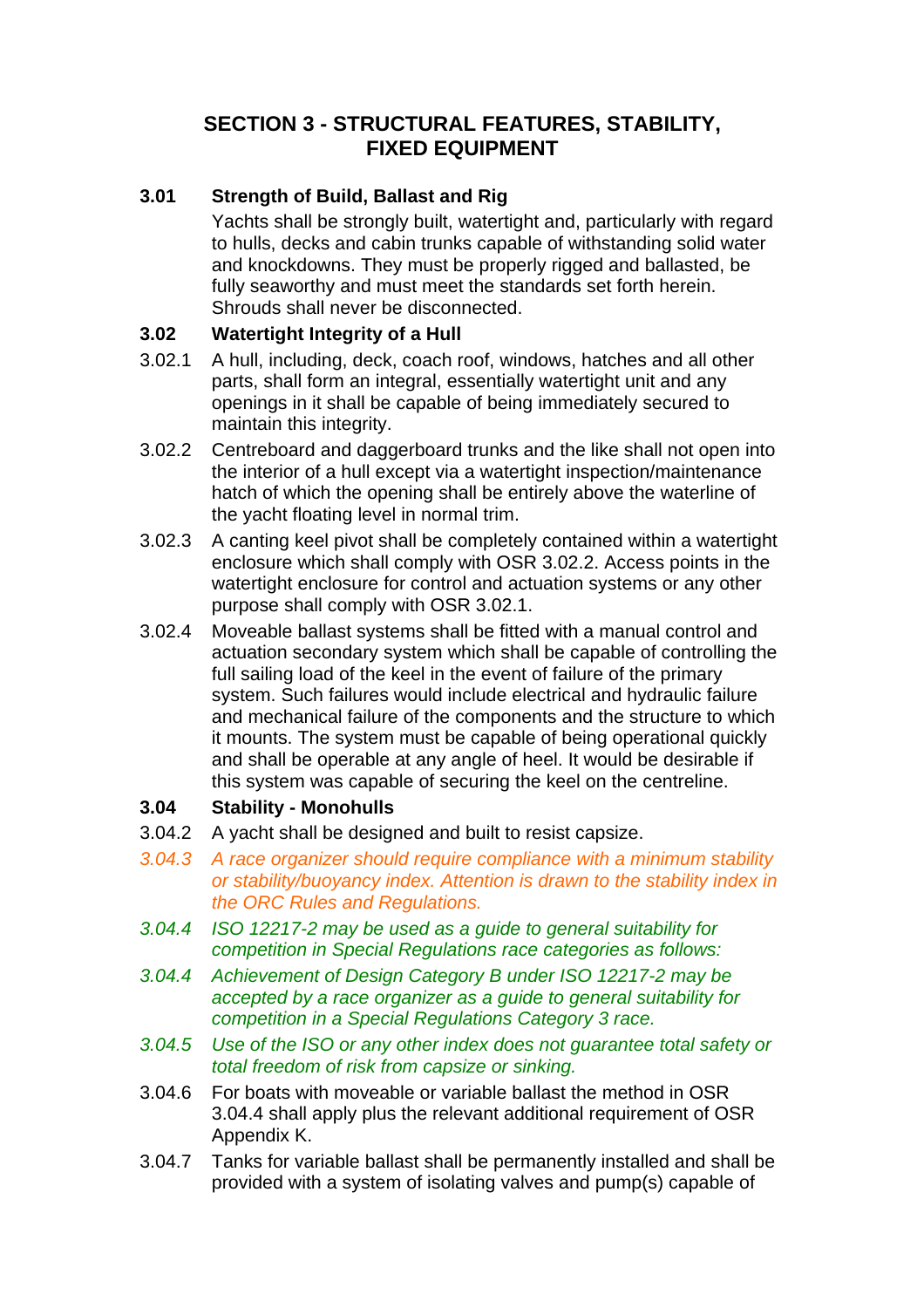## SECTION 3 - STRUCTURAL FEATURES, STABILITY, FIXED EQUIPMENT

**3.01 Strength of Build, Ballast and Rig**

Yachts shall be strongly built, watertight and, particularly with regard to hulls, decks and cabin trunks capable of withstanding solid water and knockdowns. They must be properly rigged and ballasted, be fully seaworthy and must meet the standards set forth herein. Shrouds shall never be disconnected.

**3.02 Watertight Integrity of a Hull**

3.02.1 A hull, including, deck, coach roof, windows, hatches and all other parts, shall form an integral, essentially watertight unit and any openings in it shall be capable of being immediately secured to maintain this integrity.

3.02.2 Centreboard and daggerboard trunks and the like shall not open into the interior of a hull except via a watertight inspection/maintenance hatch of which the opening shall be entirely above the waterline of the yacht floating level in normal trim.

3.02.3 A canting keel pivot shall be completely contained within a watertight enclosure which shall comply with OSR 3.02.2. Access points in the watertight enclosure for control and actuation systems or any other purpose shall comply with OSR 3.02.1.

3.02.4 Moveable ballast systems shall be fitted with a manual control and actuation secondary system which shall be capable of controlling the full sailing load of the keel in the event of failure of the primary system. Such failures would include electrical and hydraulic failure and mechanical failure of the components and the structure to which it mounts. The system must be capable of being operational quickly and shall be operable at any angle of heel. It would be desirable if this system was capable of securing the keel on the centreline.

**3.04 Stability - Monohulls**

3.04.2 A yacht shall be designed and built to resist capsize.

*3.04.3 A race organizer should require compliance with a minimum stability or stability/buoyancy index. Attention is drawn to the stability index in the ORC Rules and Regulations.*

*3.04.4 ISO 12217-2 may be used as a guide to general suitability for competition in Special Regulations race categories as follows:*

*3.04.4 Achievement of Design Category B under ISO 12217-2 may be accepted by a race organizer as a guide to general suitability for competition in a Special Regulations Category 3 race.*

*3.04.5 Use of the ISO or any other index does not guarantee total safety or total freedom of risk from capsize or sinking.*

3.04.6 For boats with moveable or variable ballast the method in OSR 3.04.4 shall apply plus the relevant additional requirement of OSR Appendix K.

3.04.7 Tanks for variable ballast shall be permanently installed and shall be provided with a system of isolating valves and pump(s) capable of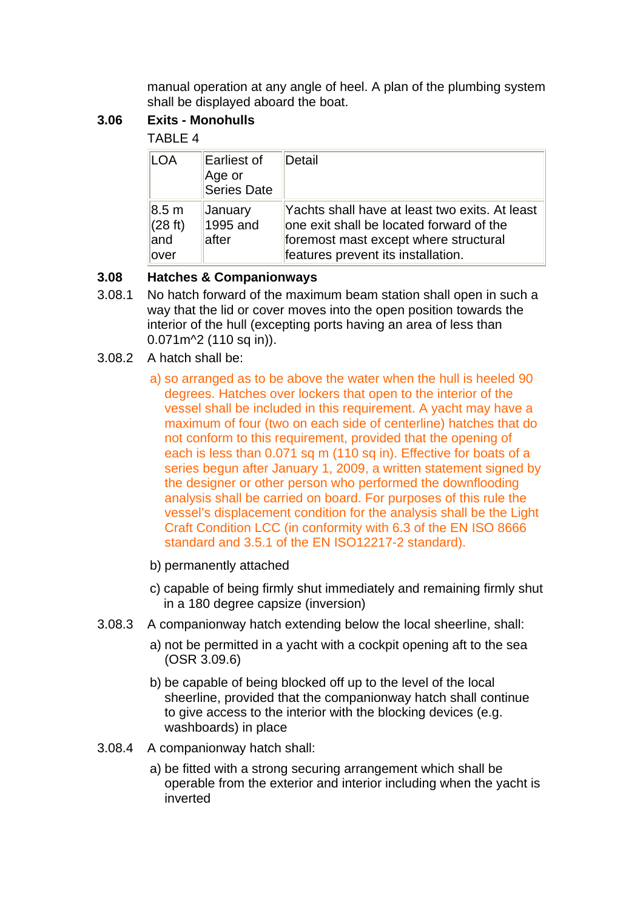manual operation at any angle of heel. A plan of the plumbing system shall be displayed aboard the boat.

### 3.06 Exits - Monohulls

TABLE 4

| LOA | Earliest of Age or Series Date | Detail |
|---|---|---|
| 8.5 m (28 ft) and over | January 1995 and after | Yachts shall have at least two exits. At least one exit shall be located forward of the foremost mast except where structural features prevent its installation. |

### 3.08 Hatches & Companionways

3.08.1 No hatch forward of the maximum beam station shall open in such a way that the lid or cover moves into the open position towards the interior of the hull (excepting ports having an area of less than $0.071m^2$ (110 sq in)).

3.08.2 A hatch shall be:

a) so arranged as to be above the water when the hull is heeled 90 degrees. Hatches over lockers that open to the interior of the vessel shall be included in this requirement. A yacht may have a maximum of four (two on each side of centerline) hatches that do not conform to this requirement, provided that the opening of each is less than 0.071 sq m (110 sq in). Effective for boats of a series begun after January 1, 2009, a written statement signed by the designer or other person who performed the downflooding analysis shall be carried on board. For purposes of this rule the vessel's displacement condition for the analysis shall be the Light Craft Condition LCC (in conformity with 6.3 of the EN ISO 8666 standard and 3.5.1 of the EN ISO12217-2 standard).

b) permanently attached

c) capable of being firmly shut immediately and remaining firmly shut in a 180 degree capsize (inversion)

3.08.3 A companionway hatch extending below the local sheerline, shall:

a) not be permitted in a yacht with a cockpit opening aft to the sea (OSR 3.09.6)

b) be capable of being blocked off up to the level of the local sheerline, provided that the companionway hatch shall continue to give access to the interior with the blocking devices (e.g. washboards) in place

3.08.4 A companionway hatch shall:

a) be fitted with a strong securing arrangement which shall be operable from the exterior and interior including when the yacht is inverted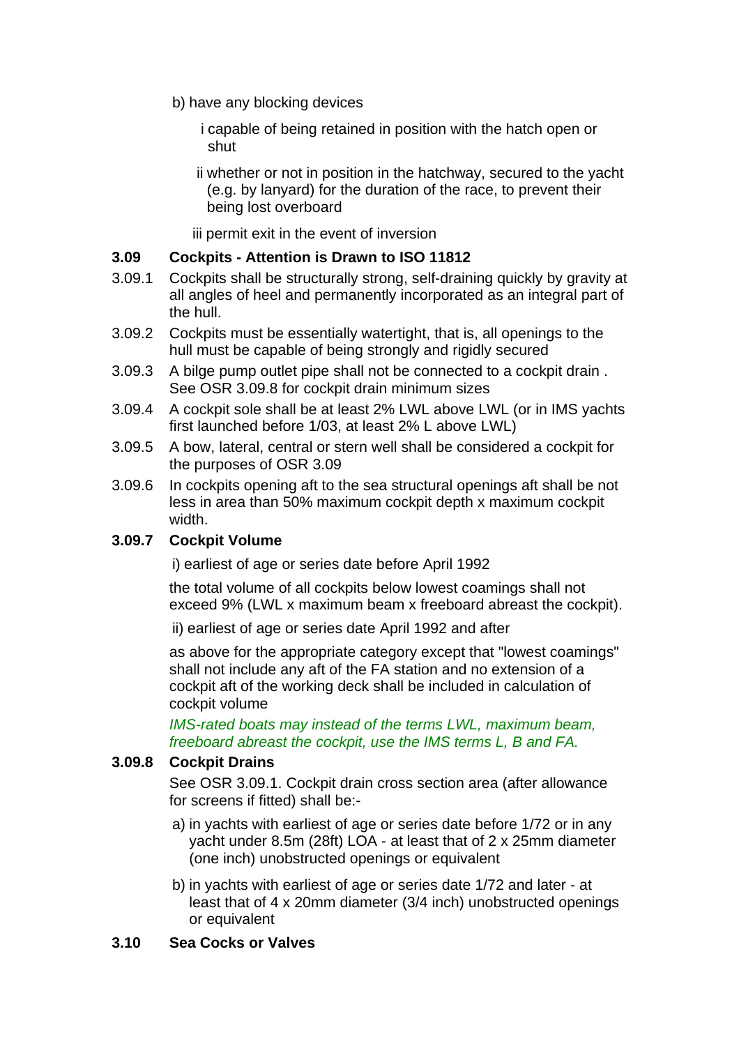b) have any blocking devices

i capable of being retained in position with the hatch open or shut

ii whether or not in position in the hatchway, secured to the yacht (e.g. by lanyard) for the duration of the race, to prevent their being lost overboard

iii permit exit in the event of inversion

### 3.09 Cockpits - Attention is Drawn to ISO 11812

3.09.1 Cockpits shall be structurally strong, self-draining quickly by gravity at all angles of heel and permanently incorporated as an integral part of the hull.

3.09.2 Cockpits must be essentially watertight, that is, all openings to the hull must be capable of being strongly and rigidly secured

3.09.3 A bilge pump outlet pipe shall not be connected to a cockpit drain . See OSR 3.09.8 for cockpit drain minimum sizes

3.09.4 A cockpit sole shall be at least 2% LWL above LWL (or in IMS yachts first launched before 1/03, at least 2% L above LWL)

3.09.5 A bow, lateral, central or stern well shall be considered a cockpit for the purposes of OSR 3.09

3.09.6 In cockpits opening aft to the sea structural openings aft shall be not less in area than 50% maximum cockpit depth x maximum cockpit width.

#### 3.09.7 Cockpit Volume

i) earliest of age or series date before April 1992

the total volume of all cockpits below lowest coamings shall not exceed 9% (LWL x maximum beam x freeboard abreast the cockpit).

ii) earliest of age or series date April 1992 and after

as above for the appropriate category except that "lowest coamings" shall not include any aft of the FA station and no extension of a cockpit aft of the working deck shall be included in calculation of cockpit volume

*IMS-rated boats may instead of the terms LWL, maximum beam, freeboard abreast the cockpit, use the IMS terms L, B and FA.*

#### 3.09.8 Cockpit Drains

See OSR 3.09.1. Cockpit drain cross section area (after allowance for screens if fitted) shall be:-

a) in yachts with earliest of age or series date before 1/72 or in any yacht under 8.5m (28ft) LOA - at least that of 2 x 25mm diameter (one inch) unobstructed openings or equivalent

b) in yachts with earliest of age or series date 1/72 and later - at least that of 4 x 20mm diameter (3/4 inch) unobstructed openings or equivalent

### 3.10 Sea Cocks or Valves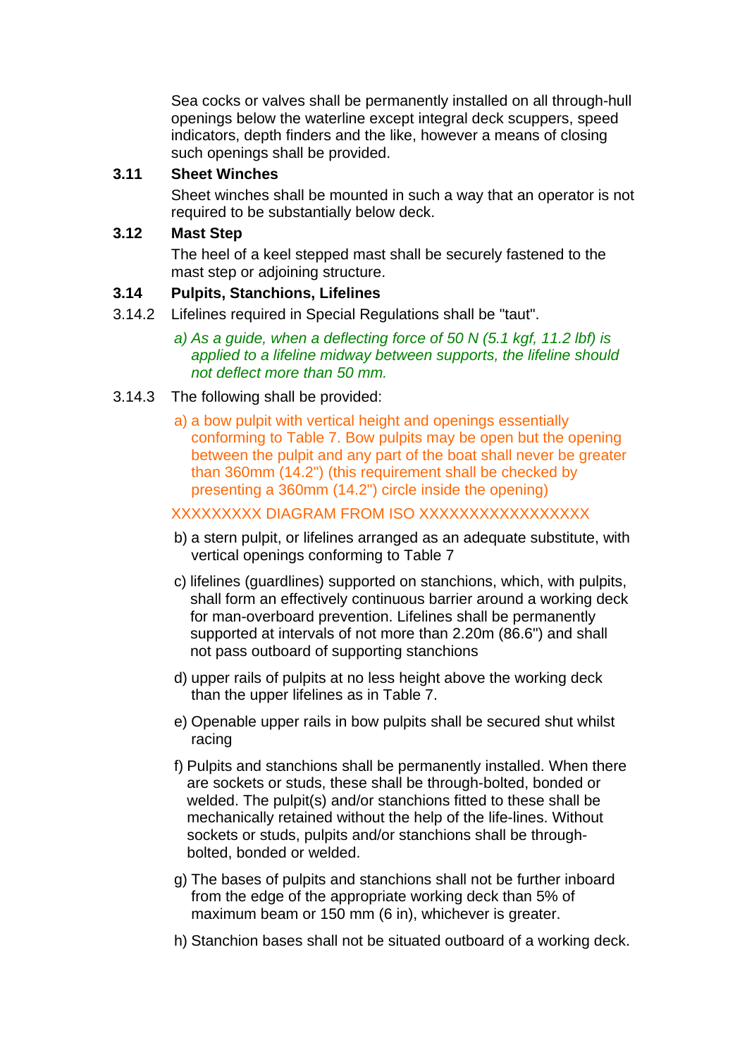Sea cocks or valves shall be permanently installed on all through-hull openings below the waterline except integral deck scuppers, speed indicators, depth finders and the like, however a means of closing such openings shall be provided.

### 3.11 Sheet Winches

Sheet winches shall be mounted in such a way that an operator is not required to be substantially below deck.

### 3.12 Mast Step

The heel of a keel stepped mast shall be securely fastened to the mast step or adjoining structure.

### 3.14 Pulpits, Stanchions, Lifelines

3.14.2 Lifelines required in Special Regulations shall be "taut".

*a) As a guide, when a deflecting force of 50 N (5.1 kgf, 11.2 lbf) is applied to a lifeline midway between supports, the lifeline should not deflect more than 50 mm.*

3.14.3 The following shall be provided:

a) a bow pulpit with vertical height and openings essentially conforming to Table 7. Bow pulpits may be open but the opening between the pulpit and any part of the boat shall never be greater than 360mm (14.2") (this requirement shall be checked by presenting a 360mm (14.2") circle inside the opening)

XXXXXXXXX DIAGRAM FROM ISO XXXXXXXXXXXXXXXXX

b) a stern pulpit, or lifelines arranged as an adequate substitute, with vertical openings conforming to Table 7

c) lifelines (guardlines) supported on stanchions, which, with pulpits, shall form an effectively continuous barrier around a working deck for man-overboard prevention. Lifelines shall be permanently supported at intervals of not more than 2.20m (86.6") and shall not pass outboard of supporting stanchions

d) upper rails of pulpits at no less height above the working deck than the upper lifelines as in Table 7.

e) Openable upper rails in bow pulpits shall be secured shut whilst racing

f) Pulpits and stanchions shall be permanently installed. When there are sockets or studs, these shall be through-bolted, bonded or welded. The pulpit(s) and/or stanchions fitted to these shall be mechanically retained without the help of the life-lines. Without sockets or studs, pulpits and/or stanchions shall be through-bolted, bonded or welded.

g) The bases of pulpits and stanchions shall not be further inboard from the edge of the appropriate working deck than 5% of maximum beam or 150 mm (6 in), whichever is greater.

h) Stanchion bases shall not be situated outboard of a working deck.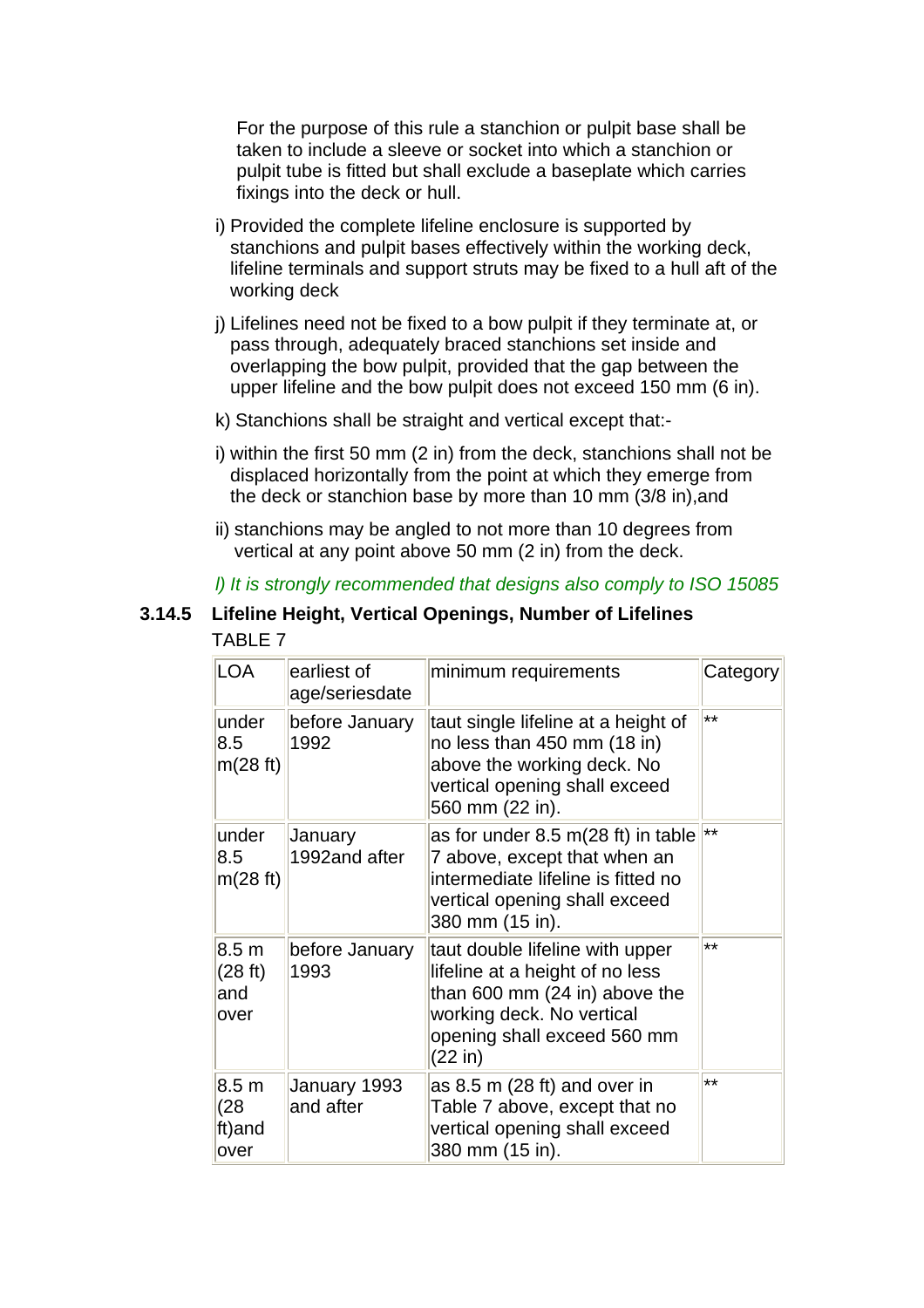For the purpose of this rule a stanchion or pulpit base shall be taken to include a sleeve or socket into which a stanchion or pulpit tube is fitted but shall exclude a baseplate which carries fixings into the deck or hull.

i) Provided the complete lifeline enclosure is supported by stanchions and pulpit bases effectively within the working deck, lifeline terminals and support struts may be fixed to a hull aft of the working deck

j) Lifelines need not be fixed to a bow pulpit if they terminate at, or pass through, adequately braced stanchions set inside and overlapping the bow pulpit, provided that the gap between the upper lifeline and the bow pulpit does not exceed 150 mm (6 in).

k) Stanchions shall be straight and vertical except that:-

i) within the first 50 mm (2 in) from the deck, stanchions shall not be displaced horizontally from the point at which they emerge from the deck or stanchion base by more than 10 mm (3/8 in),and

ii) stanchions may be angled to not more than 10 degrees from vertical at any point above 50 mm (2 in) from the deck.

*l) It is strongly recommended that designs also comply to ISO 15085*

### 3.14.5 Lifeline Height, Vertical Openings, Number of Lifelines

TABLE 7

| LOA | earliest of age/seriesdate | minimum requirements | Category |
|---|---|---|---|
| under 8.5 m(28 ft) | before January 1992 | taut single lifeline at a height of no less than 450 mm (18 in) above the working deck. No vertical opening shall exceed 560 mm (22 in). | ** |
| under 8.5 m(28 ft) | January 1992and after | as for under 8.5 m(28 ft) in table 7 above, except that when an intermediate lifeline is fitted no vertical opening shall exceed 380 mm (15 in). | ** |
| 8.5 m (28 ft) and over | before January 1993 | taut double lifeline with upper lifeline at a height of no less than 600 mm (24 in) above the working deck. No vertical opening shall exceed 560 mm (22 in) | ** |
| 8.5 m (28 ft)and over | January 1993 and after | as 8.5 m (28 ft) and over in Table 7 above, except that no vertical opening shall exceed 380 mm (15 in). | ** |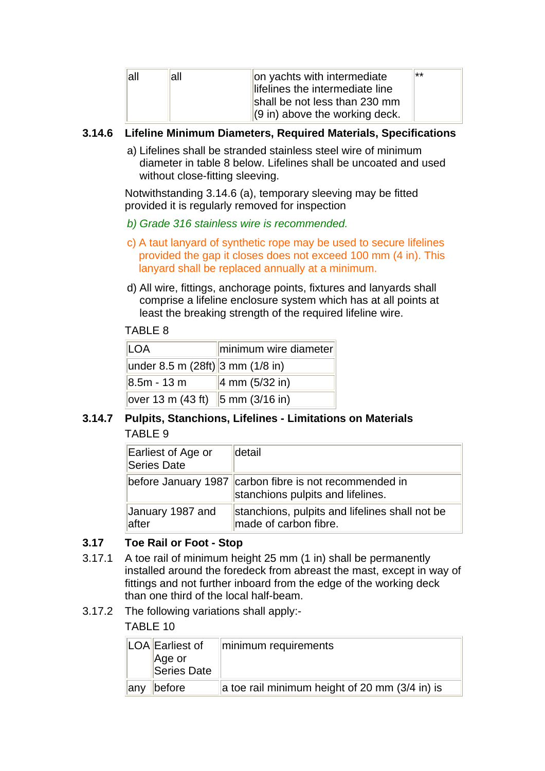| all | all | on yachts with intermediate lifelines the intermediate line shall be not less than 230 mm (9 in) above the working deck. | ** |
|---|---|---|---|

### 3.14.6 Lifeline Minimum Diameters, Required Materials, Specifications

a) Lifelines shall be stranded stainless steel wire of minimum diameter in table 8 below. Lifelines shall be uncoated and used without close-fitting sleeving.

Notwithstanding 3.14.6 (a), temporary sleeving may be fitted provided it is regularly removed for inspection

*b) Grade 316 stainless wire is recommended.*

c) A taut lanyard of synthetic rope may be used to secure lifelines provided the gap it closes does not exceed 100 mm (4 in). This lanyard shall be replaced annually at a minimum.

d) All wire, fittings, anchorage points, fixtures and lanyards shall comprise a lifeline enclosure system which has at all points at least the breaking strength of the required lifeline wire.

TABLE 8

| LOA | minimum wire diameter |
|---|---|
| under 8.5 m (28ft) | 3 mm (1/8 in) |
| 8.5m - 13 m | 4 mm (5/32 in) |
| over 13 m (43 ft) | 5 mm (3/16 in) |

### 3.14.7 Pulpits, Stanchions, Lifelines - Limitations on Materials

TABLE 9

| Earliest of Age or Series Date | detail |
|---|---|
| before January 1987 | carbon fibre is not recommended in stanchions pulpits and lifelines. |
| January 1987 and after | stanchions, pulpits and lifelines shall not be made of carbon fibre. |

### 3.17 Toe Rail or Foot - Stop

3.17.1 A toe rail of minimum height 25 mm (1 in) shall be permanently installed around the foredeck from abreast the mast, except in way of fittings and not further inboard from the edge of the working deck than one third of the local half-beam.

3.17.2 The following variations shall apply:-

TABLE 10

| LOA | Earliest of Age or Series Date | minimum requirements |
|---|---|---|
| any | before | a toe rail minimum height of 20 mm (3/4 in) is |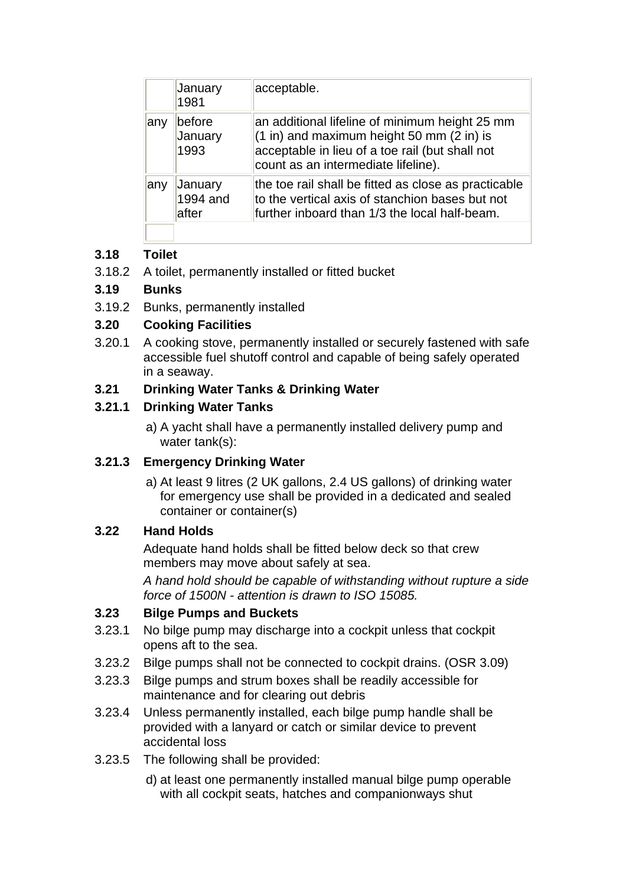| | | |
|---|---|---|
| | January 1981 | acceptable. |
| any | before January 1993 | an additional lifeline of minimum height 25 mm (1 in) and maximum height 50 mm (2 in) is acceptable in lieu of a toe rail (but shall not count as an intermediate lifeline). |
| any | January 1994 and after | the toe rail shall be fitted as close as practicable to the vertical axis of stanchion bases but not further inboard than 1/3 the local half-beam. |
| | | |

**3.18 Toilet**

3.18.2 A toilet, permanently installed or fitted bucket

**3.19 Bunks**

3.19.2 Bunks, permanently installed

**3.20 Cooking Facilities**

3.20.1 A cooking stove, permanently installed or securely fastened with safe accessible fuel shutoff control and capable of being safely operated in a seaway.

**3.21 Drinking Water Tanks & Drinking Water**

**3.21.1 Drinking Water Tanks**

a) A yacht shall have a permanently installed delivery pump and water tank(s):

**3.21.3 Emergency Drinking Water**

a) At least 9 litres (2 UK gallons, 2.4 US gallons) of drinking water for emergency use shall be provided in a dedicated and sealed container or container(s)

**3.22 Hand Holds**

Adequate hand holds shall be fitted below deck so that crew members may move about safely at sea.

*A hand hold should be capable of withstanding without rupture a side force of 1500N - attention is drawn to ISO 15085.*

**3.23 Bilge Pumps and Buckets**

3.23.1 No bilge pump may discharge into a cockpit unless that cockpit opens aft to the sea.

3.23.2 Bilge pumps shall not be connected to cockpit drains. (OSR 3.09)

3.23.3 Bilge pumps and strum boxes shall be readily accessible for maintenance and for clearing out debris

3.23.4 Unless permanently installed, each bilge pump handle shall be provided with a lanyard or catch or similar device to prevent accidental loss

3.23.5 The following shall be provided:

d) at least one permanently installed manual bilge pump operable with all cockpit seats, hatches and companionways shut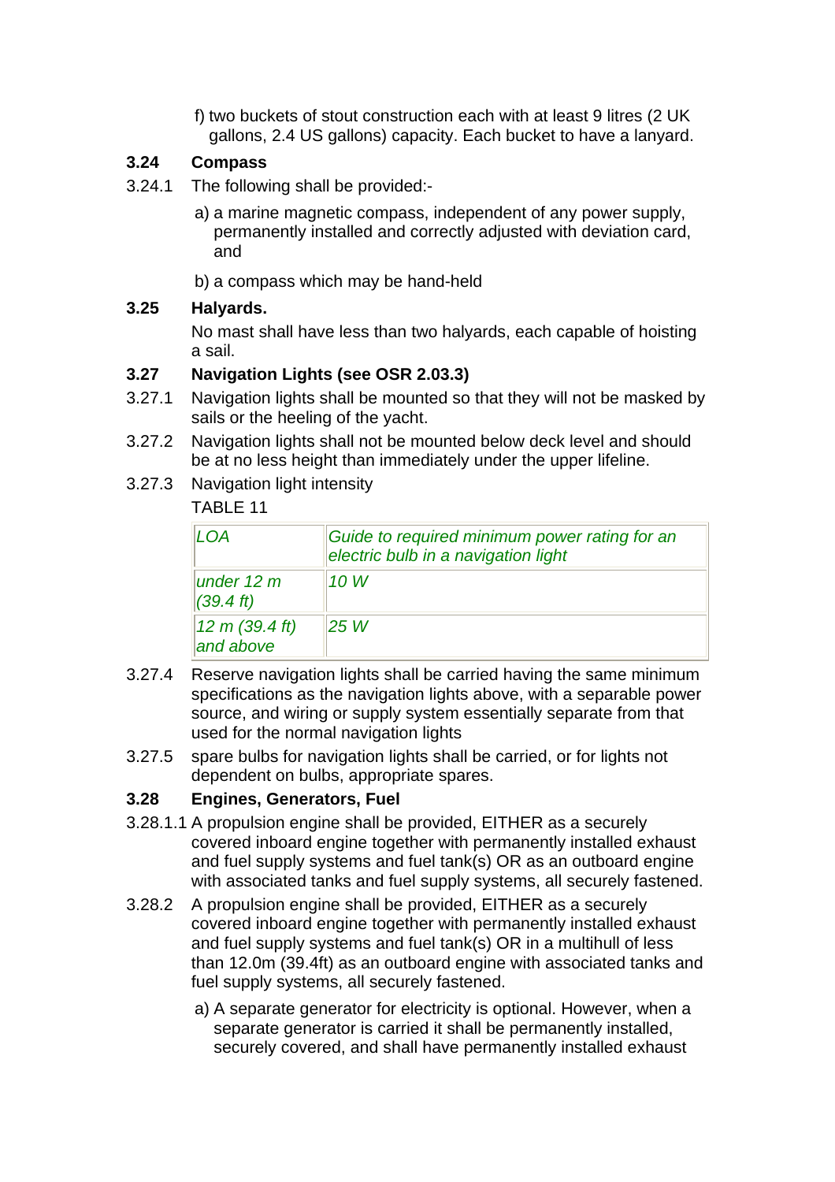f) two buckets of stout construction each with at least 9 litres (2 UK gallons, 2.4 US gallons) capacity. Each bucket to have a lanyard.

### 3.24 Compass

3.24.1 The following shall be provided:-

a) a marine magnetic compass, independent of any power supply, permanently installed and correctly adjusted with deviation card, and

b) a compass which may be hand-held

### 3.25 Halyards.

No mast shall have less than two halyards, each capable of hoisting a sail.

### 3.27 Navigation Lights (see OSR 2.03.3)

3.27.1 Navigation lights shall be mounted so that they will not be masked by sails or the heeling of the yacht.

3.27.2 Navigation lights shall not be mounted below deck level and should be at no less height than immediately under the upper lifeline.

3.27.3 Navigation light intensity

TABLE 11

| *LOA* | *Guide to required minimum power rating for an electric bulb in a navigation light* |
|---|---|
| *under 12 m (39.4 ft)* | *10 W* |
| *12 m (39.4 ft) and above* | *25 W* |

3.27.4 Reserve navigation lights shall be carried having the same minimum specifications as the navigation lights above, with a separable power source, and wiring or supply system essentially separate from that used for the normal navigation lights

3.27.5 spare bulbs for navigation lights shall be carried, or for lights not dependent on bulbs, appropriate spares.

### 3.28 Engines, Generators, Fuel

3.28.1.1 A propulsion engine shall be provided, EITHER as a securely covered inboard engine together with permanently installed exhaust and fuel supply systems and fuel tank(s) OR as an outboard engine with associated tanks and fuel supply systems, all securely fastened.

3.28.2 A propulsion engine shall be provided, EITHER as a securely covered inboard engine together with permanently installed exhaust and fuel supply systems and fuel tank(s) OR in a multihull of less than 12.0m (39.4ft) as an outboard engine with associated tanks and fuel supply systems, all securely fastened.

a) A separate generator for electricity is optional. However, when a separate generator is carried it shall be permanently installed, securely covered, and shall have permanently installed exhaust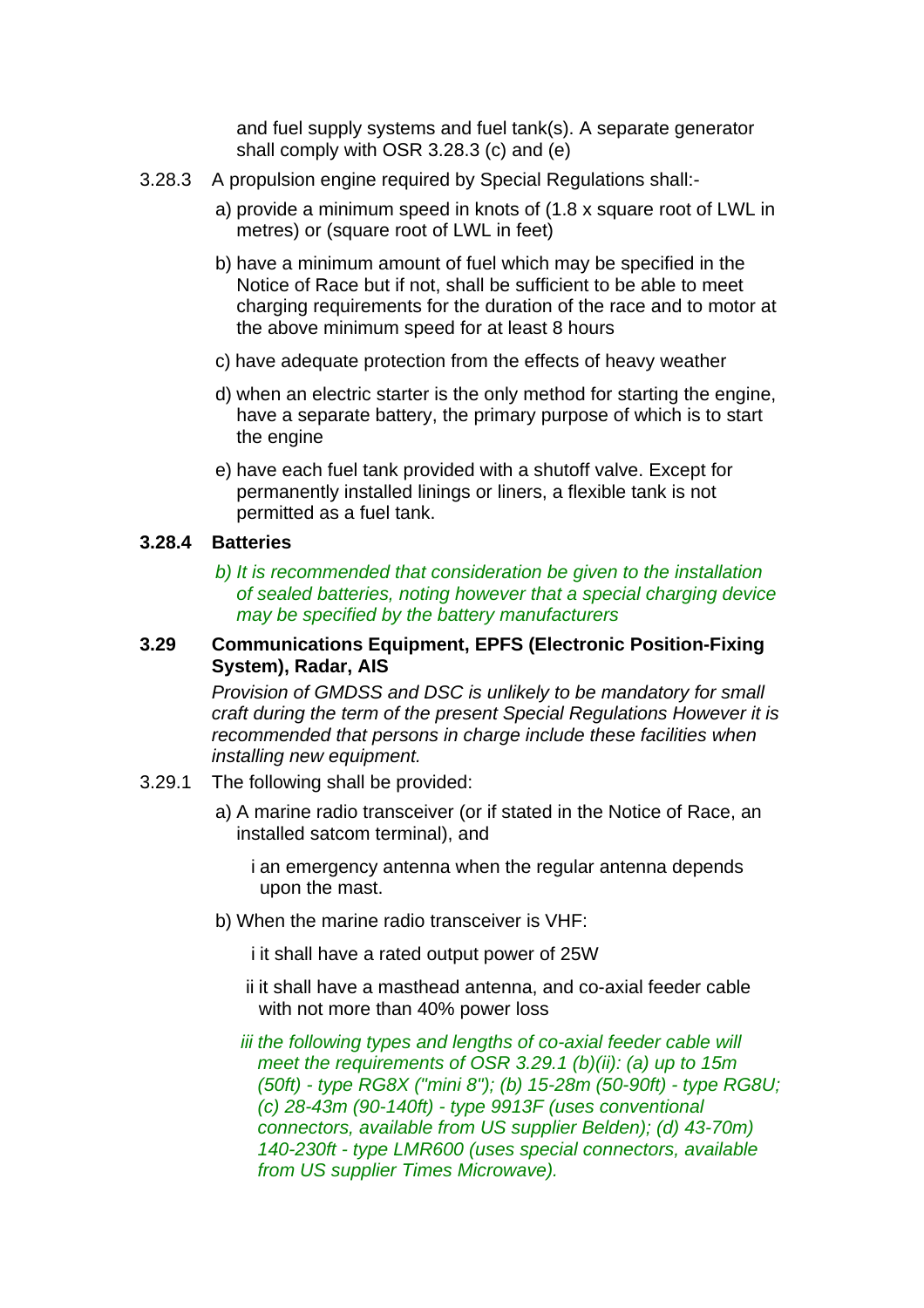and fuel supply systems and fuel tank(s). A separate generator shall comply with OSR 3.28.3 (c) and (e)

3.28.3 A propulsion engine required by Special Regulations shall:-

a) provide a minimum speed in knots of (1.8 x square root of LWL in metres) or (square root of LWL in feet)

b) have a minimum amount of fuel which may be specified in the Notice of Race but if not, shall be sufficient to be able to meet charging requirements for the duration of the race and to motor at the above minimum speed for at least 8 hours

c) have adequate protection from the effects of heavy weather

d) when an electric starter is the only method for starting the engine, have a separate battery, the primary purpose of which is to start the engine

e) have each fuel tank provided with a shutoff valve. Except for permanently installed linings or liners, a flexible tank is not permitted as a fuel tank.

**3.28.4 Batteries**

*b) It is recommended that consideration be given to the installation of sealed batteries, noting however that a special charging device may be specified by the battery manufacturers*

**3.29 Communications Equipment, EPFS (Electronic Position-Fixing System), Radar, AIS**

*Provision of GMDSS and DSC is unlikely to be mandatory for small craft during the term of the present Special Regulations However it is recommended that persons in charge include these facilities when installing new equipment.*

3.29.1 The following shall be provided:

a) A marine radio transceiver (or if stated in the Notice of Race, an installed satcom terminal), and

i an emergency antenna when the regular antenna depends upon the mast.

b) When the marine radio transceiver is VHF:

i it shall have a rated output power of 25W

ii it shall have a masthead antenna, and co-axial feeder cable with not more than 40% power loss

*iii the following types and lengths of co-axial feeder cable will meet the requirements of OSR 3.29.1 (b)(ii): (a) up to 15m (50ft) - type RG8X ("mini 8"); (b) 15-28m (50-90ft) - type RG8U; (c) 28-43m (90-140ft) - type 9913F (uses conventional connectors, available from US supplier Belden); (d) 43-70m) 140-230ft - type LMR600 (uses special connectors, available from US supplier Times Microwave).*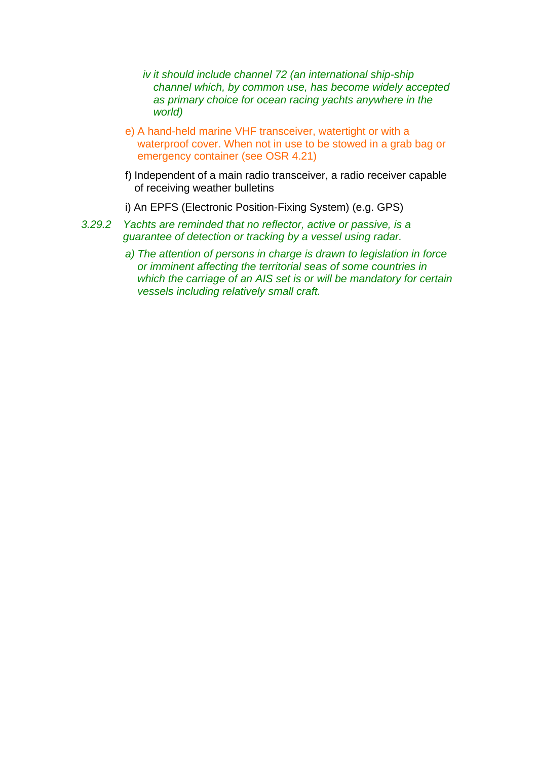*iv it should include channel 72 (an international ship-ship channel which, by common use, has become widely accepted as primary choice for ocean racing yachts anywhere in the world)*

e) A hand-held marine VHF transceiver, watertight or with a waterproof cover. When not in use to be stowed in a grab bag or emergency container (see OSR 4.21)

f) Independent of a main radio transceiver, a radio receiver capable of receiving weather bulletins

i) An EPFS (Electronic Position-Fixing System) (e.g. GPS)

*3.29.2 Yachts are reminded that no reflector, active or passive, is a guarantee of detection or tracking by a vessel using radar.*

*a) The attention of persons in charge is drawn to legislation in force or imminent affecting the territorial seas of some countries in which the carriage of an AIS set is or will be mandatory for certain vessels including relatively small craft.*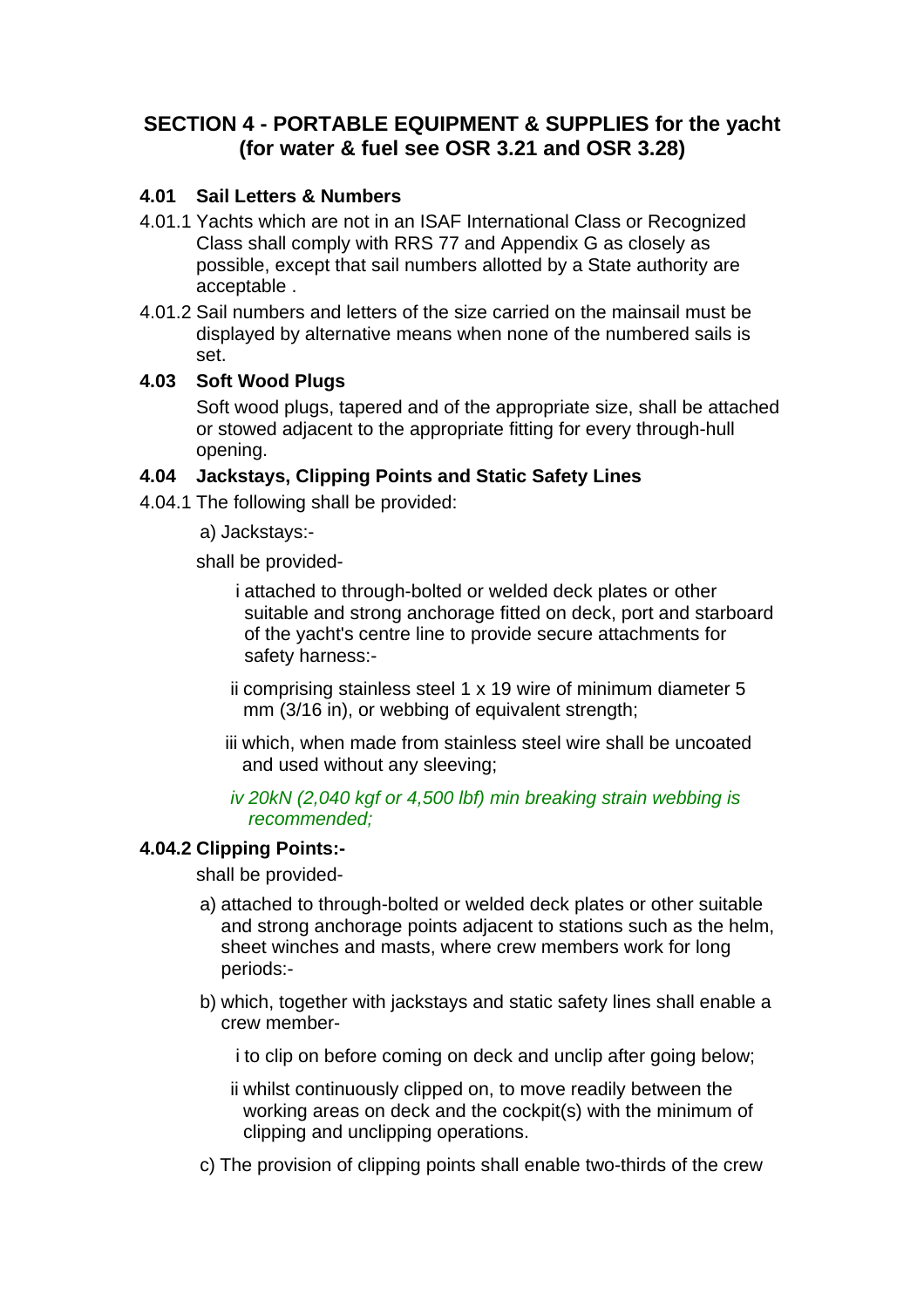## SECTION 4 - PORTABLE EQUIPMENT & SUPPLIES for the yacht (for water & fuel see OSR 3.21 and OSR 3.28)

### 4.01 Sail Letters & Numbers

4.01.1 Yachts which are not in an ISAF International Class or Recognized Class shall comply with RRS 77 and Appendix G as closely as possible, except that sail numbers allotted by a State authority are acceptable .

4.01.2 Sail numbers and letters of the size carried on the mainsail must be displayed by alternative means when none of the numbered sails is set.

### 4.03 Soft Wood Plugs

Soft wood plugs, tapered and of the appropriate size, shall be attached or stowed adjacent to the appropriate fitting for every through-hull opening.

### 4.04 Jackstays, Clipping Points and Static Safety Lines

4.04.1 The following shall be provided:

a) Jackstays:-

shall be provided-

i attached to through-bolted or welded deck plates or other suitable and strong anchorage fitted on deck, port and starboard of the yacht's centre line to provide secure attachments for safety harness:-

ii comprising stainless steel 1 x 19 wire of minimum diameter 5 mm (3/16 in), or webbing of equivalent strength;

iii which, when made from stainless steel wire shall be uncoated and used without any sleeving;

*iv 20kN (2,040 kgf or 4,500 lbf) min breaking strain webbing is recommended;*

**4.04.2 Clipping Points:-**

shall be provided-

a) attached to through-bolted or welded deck plates or other suitable and strong anchorage points adjacent to stations such as the helm, sheet winches and masts, where crew members work for long periods:-

b) which, together with jackstays and static safety lines shall enable a crew member-

i to clip on before coming on deck and unclip after going below;

ii whilst continuously clipped on, to move readily between the working areas on deck and the cockpit(s) with the minimum of clipping and unclipping operations.

c) The provision of clipping points shall enable two-thirds of the crew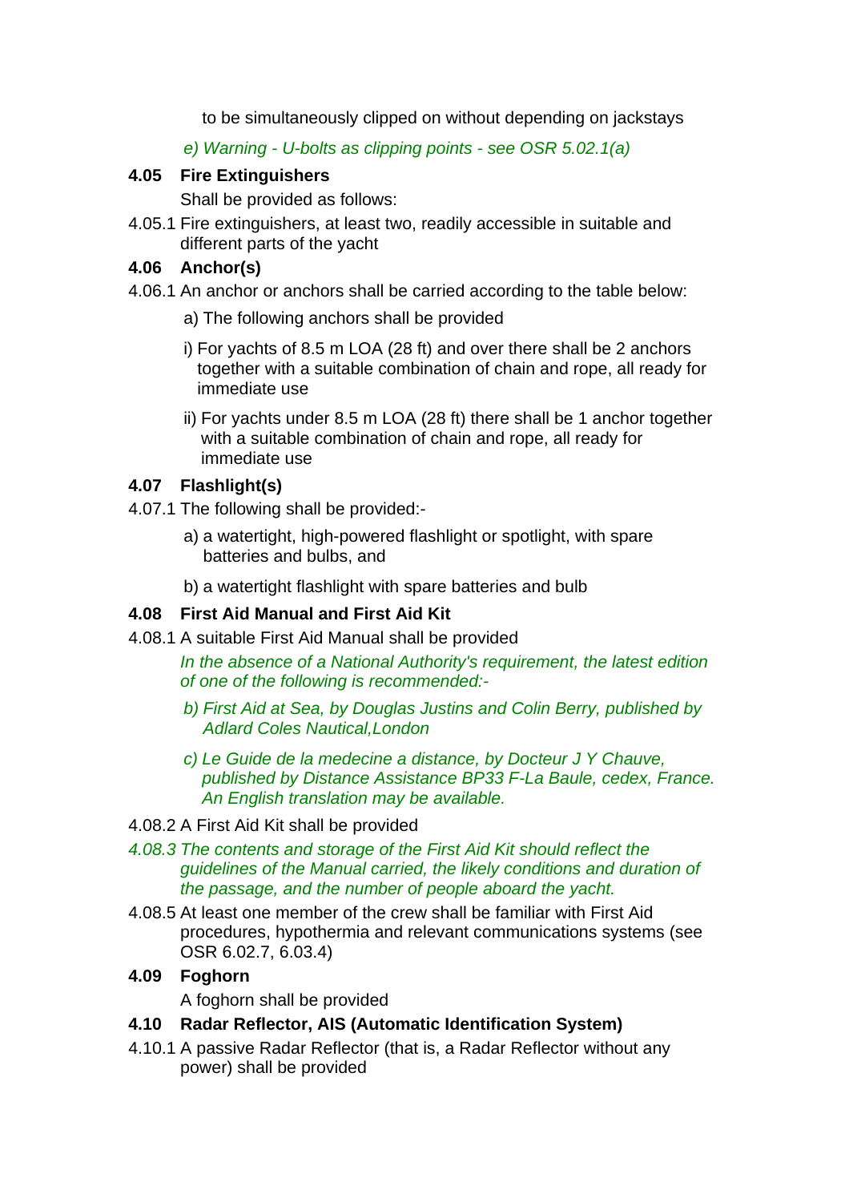to be simultaneously clipped on without depending on jackstays

*e) Warning - U-bolts as clipping points - see OSR 5.02.1(a)*

**4.05 Fire Extinguishers**

Shall be provided as follows:

4.05.1 Fire extinguishers, at least two, readily accessible in suitable and different parts of the yacht

**4.06 Anchor(s)**

4.06.1 An anchor or anchors shall be carried according to the table below:

a) The following anchors shall be provided

i) For yachts of 8.5 m LOA (28 ft) and over there shall be 2 anchors together with a suitable combination of chain and rope, all ready for immediate use

ii) For yachts under 8.5 m LOA (28 ft) there shall be 1 anchor together with a suitable combination of chain and rope, all ready for immediate use

**4.07 Flashlight(s)**

4.07.1 The following shall be provided:-

a) a watertight, high-powered flashlight or spotlight, with spare batteries and bulbs, and

b) a watertight flashlight with spare batteries and bulb

**4.08 First Aid Manual and First Aid Kit**

4.08.1 A suitable First Aid Manual shall be provided

*In the absence of a National Authority's requirement, the latest edition of one of the following is recommended:-*

*b) First Aid at Sea, by Douglas Justins and Colin Berry, published by Adlard Coles Nautical,London*

*c) Le Guide de la medecine a distance, by Docteur J Y Chauve, published by Distance Assistance BP33 F-La Baule, cedex, France. An English translation may be available.*

4.08.2 A First Aid Kit shall be provided

*4.08.3 The contents and storage of the First Aid Kit should reflect the guidelines of the Manual carried, the likely conditions and duration of the passage, and the number of people aboard the yacht.*

4.08.5 At least one member of the crew shall be familiar with First Aid procedures, hypothermia and relevant communications systems (see OSR 6.02.7, 6.03.4)

**4.09 Foghorn**

A foghorn shall be provided

**4.10 Radar Reflector, AIS (Automatic Identification System)**

4.10.1 A passive Radar Reflector (that is, a Radar Reflector without any power) shall be provided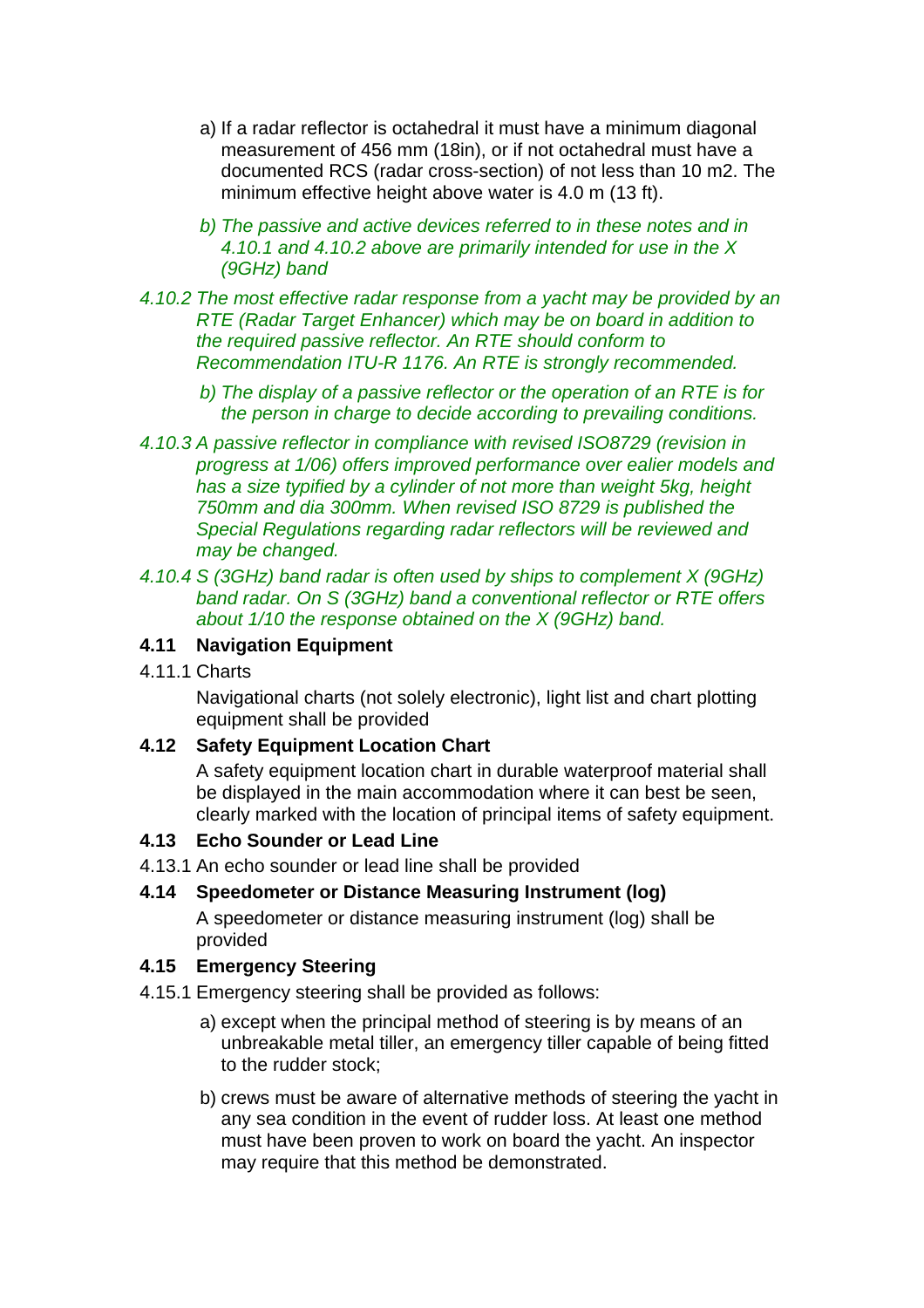a) If a radar reflector is octahedral it must have a minimum diagonal measurement of 456 mm (18in), or if not octahedral must have a documented RCS (radar cross-section) of not less than 10 m2. The minimum effective height above water is 4.0 m (13 ft).

*b) The passive and active devices referred to in these notes and in 4.10.1 and 4.10.2 above are primarily intended for use in the X (9GHz) band*

*4.10.2 The most effective radar response from a yacht may be provided by an RTE (Radar Target Enhancer) which may be on board in addition to the required passive reflector. An RTE should conform to Recommendation ITU-R 1176. An RTE is strongly recommended.*

*b) The display of a passive reflector or the operation of an RTE is for the person in charge to decide according to prevailing conditions.*

*4.10.3 A passive reflector in compliance with revised ISO8729 (revision in progress at 1/06) offers improved performance over ealier models and has a size typified by a cylinder of not more than weight 5kg, height 750mm and dia 300mm. When revised ISO 8729 is published the Special Regulations regarding radar reflectors will be reviewed and may be changed.*

*4.10.4 S (3GHz) band radar is often used by ships to complement X (9GHz) band radar. On S (3GHz) band a conventional reflector or RTE offers about 1/10 the response obtained on the X (9GHz) band.*

### 4.11 Navigation Equipment

4.11.1 Charts

Navigational charts (not solely electronic), light list and chart plotting equipment shall be provided

### 4.12 Safety Equipment Location Chart

A safety equipment location chart in durable waterproof material shall be displayed in the main accommodation where it can best be seen, clearly marked with the location of principal items of safety equipment.

### 4.13 Echo Sounder or Lead Line

4.13.1 An echo sounder or lead line shall be provided

### 4.14 Speedometer or Distance Measuring Instrument (log)

A speedometer or distance measuring instrument (log) shall be provided

### 4.15 Emergency Steering

4.15.1 Emergency steering shall be provided as follows:

a) except when the principal method of steering is by means of an unbreakable metal tiller, an emergency tiller capable of being fitted to the rudder stock;

b) crews must be aware of alternative methods of steering the yacht in any sea condition in the event of rudder loss. At least one method must have been proven to work on board the yacht. An inspector may require that this method be demonstrated.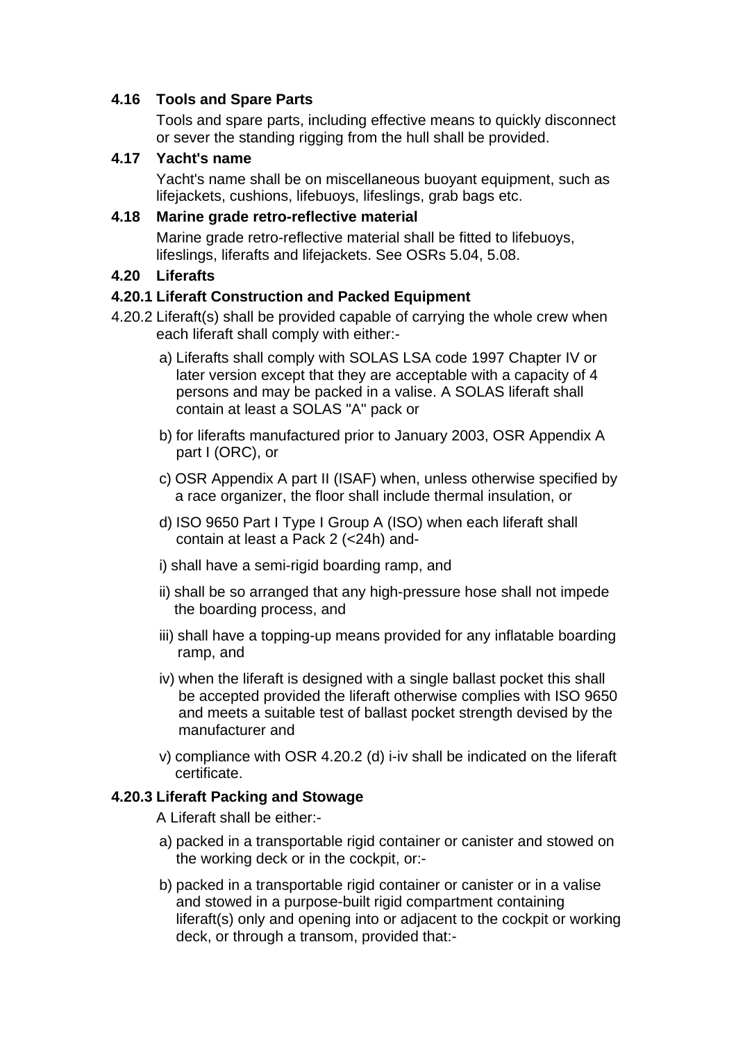**4.16 Tools and Spare Parts**

Tools and spare parts, including effective means to quickly disconnect or sever the standing rigging from the hull shall be provided.

**4.17 Yacht's name**

Yacht's name shall be on miscellaneous buoyant equipment, such as lifejackets, cushions, lifebuoys, lifeslings, grab bags etc.

**4.18 Marine grade retro-reflective material**

Marine grade retro-reflective material shall be fitted to lifebuoys, lifeslings, liferafts and lifejackets. See OSRs 5.04, 5.08.

**4.20 Liferafts**

**4.20.1 Liferaft Construction and Packed Equipment**

4.20.2 Liferaft(s) shall be provided capable of carrying the whole crew when each liferaft shall comply with either:-

a) Liferafts shall comply with SOLAS LSA code 1997 Chapter IV or later version except that they are acceptable with a capacity of 4 persons and may be packed in a valise. A SOLAS liferaft shall contain at least a SOLAS "A" pack or

b) for liferafts manufactured prior to January 2003, OSR Appendix A part I (ORC), or

c) OSR Appendix A part II (ISAF) when, unless otherwise specified by a race organizer, the floor shall include thermal insulation, or

d) ISO 9650 Part I Type I Group A (ISO) when each liferaft shall contain at least a Pack 2 (<24h) and-

i) shall have a semi-rigid boarding ramp, and

ii) shall be so arranged that any high-pressure hose shall not impede the boarding process, and

iii) shall have a topping-up means provided for any inflatable boarding ramp, and

iv) when the liferaft is designed with a single ballast pocket this shall be accepted provided the liferaft otherwise complies with ISO 9650 and meets a suitable test of ballast pocket strength devised by the manufacturer and

v) compliance with OSR 4.20.2 (d) i-iv shall be indicated on the liferaft certificate.

**4.20.3 Liferaft Packing and Stowage**

A Liferaft shall be either:-

a) packed in a transportable rigid container or canister and stowed on the working deck or in the cockpit, or:-

b) packed in a transportable rigid container or canister or in a valise and stowed in a purpose-built rigid compartment containing liferaft(s) only and opening into or adjacent to the cockpit or working deck, or through a transom, provided that:-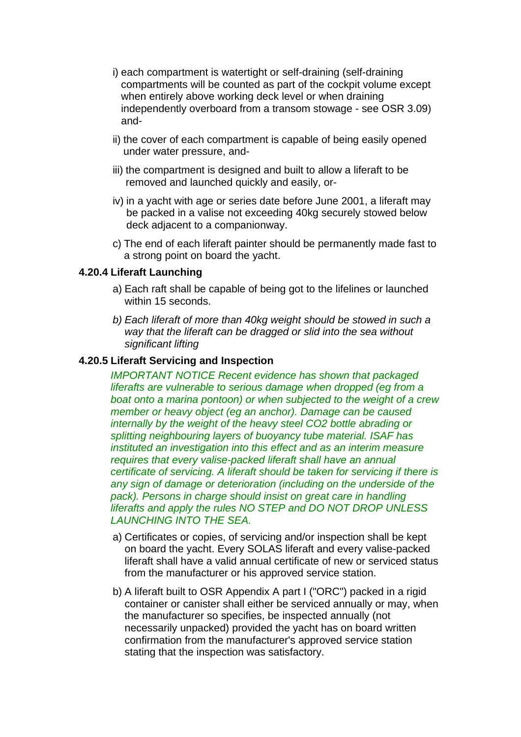i) each compartment is watertight or self-draining (self-draining compartments will be counted as part of the cockpit volume except when entirely above working deck level or when draining independently overboard from a transom stowage - see OSR 3.09) and-

ii) the cover of each compartment is capable of being easily opened under water pressure, and-

iii) the compartment is designed and built to allow a liferaft to be removed and launched quickly and easily, or-

iv) in a yacht with age or series date before June 2001, a liferaft may be packed in a valise not exceeding 40kg securely stowed below deck adjacent to a companionway.

c) The end of each liferaft painter should be permanently made fast to a strong point on board the yacht.

**4.20.4 Liferaft Launching**

a) Each raft shall be capable of being got to the lifelines or launched within 15 seconds.

*b) Each liferaft of more than 40kg weight should be stowed in such a way that the liferaft can be dragged or slid into the sea without significant lifting*

**4.20.5 Liferaft Servicing and Inspection**

*IMPORTANT NOTICE Recent evidence has shown that packaged liferafts are vulnerable to serious damage when dropped (eg from a boat onto a marina pontoon) or when subjected to the weight of a crew member or heavy object (eg an anchor). Damage can be caused internally by the weight of the heavy steel CO2 bottle abrading or splitting neighbouring layers of buoyancy tube material. ISAF has instituted an investigation into this effect and as an interim measure requires that every valise-packed liferaft shall have an annual certificate of servicing. A liferaft should be taken for servicing if there is any sign of damage or deterioration (including on the underside of the pack). Persons in charge should insist on great care in handling liferafts and apply the rules NO STEP and DO NOT DROP UNLESS LAUNCHING INTO THE SEA.*

a) Certificates or copies, of servicing and/or inspection shall be kept on board the yacht. Every SOLAS liferaft and every valise-packed liferaft shall have a valid annual certificate of new or serviced status from the manufacturer or his approved service station.

b) A liferaft built to OSR Appendix A part I ("ORC") packed in a rigid container or canister shall either be serviced annually or may, when the manufacturer so specifies, be inspected annually (not necessarily unpacked) provided the yacht has on board written confirmation from the manufacturer's approved service station stating that the inspection was satisfactory.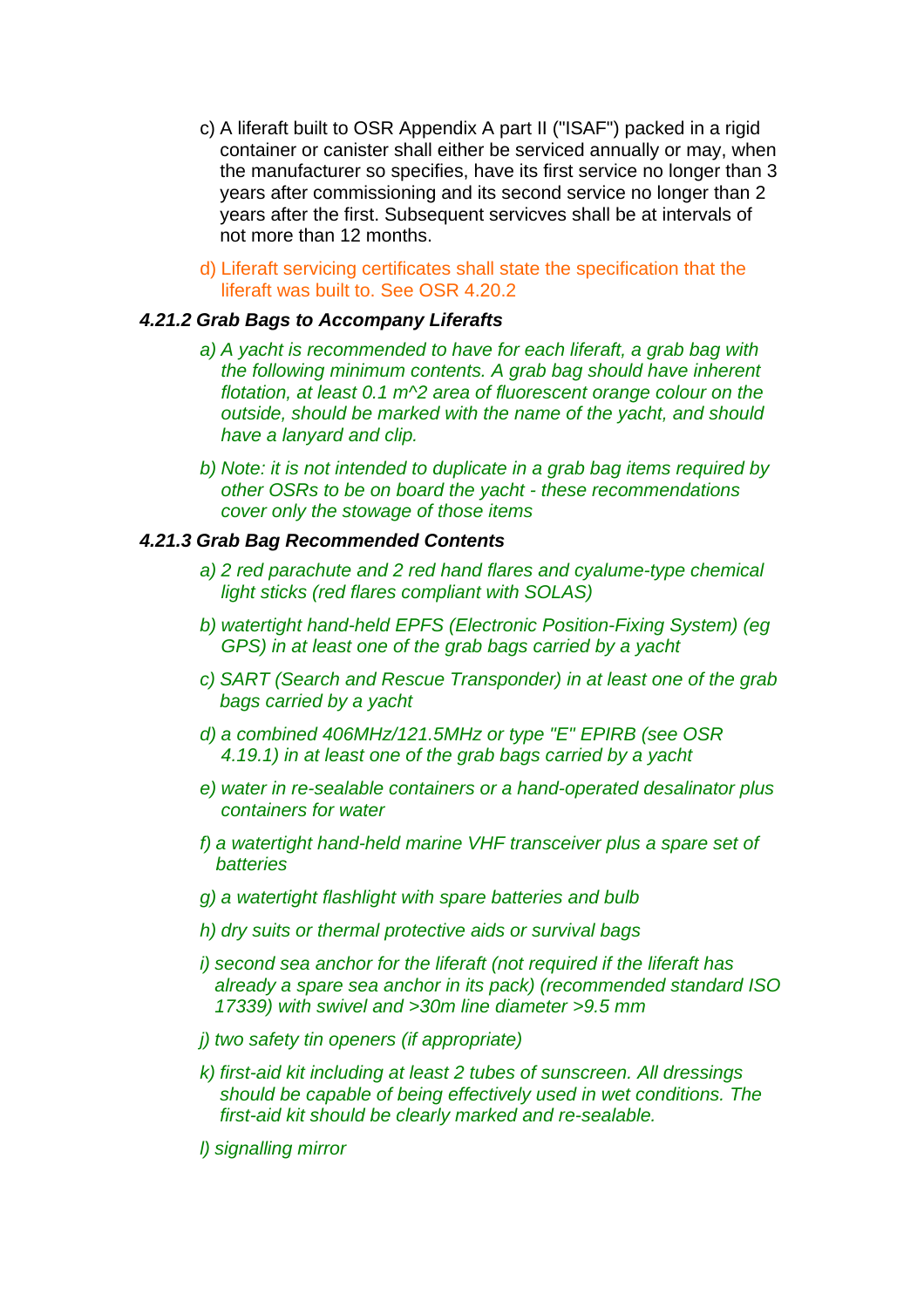c) A liferaft built to OSR Appendix A part II ("ISAF") packed in a rigid container or canister shall either be serviced annually or may, when the manufacturer so specifies, have its first service no longer than 3 years after commissioning and its second service no longer than 2 years after the first. Subsequent servicves shall be at intervals of not more than 12 months.

d) Liferaft servicing certificates shall state the specification that the liferaft was built to. See OSR 4.20.2

#### *4.21.2 Grab Bags to Accompany Liferafts*

*a) A yacht is recommended to have for each liferaft, a grab bag with the following minimum contents. A grab bag should have inherent flotation, at least 0.1 m^2 area of fluorescent orange colour on the outside, should be marked with the name of the yacht, and should have a lanyard and clip.*

*b) Note: it is not intended to duplicate in a grab bag items required by other OSRs to be on board the yacht - these recommendations cover only the stowage of those items*

#### *4.21.3 Grab Bag Recommended Contents*

*a) 2 red parachute and 2 red hand flares and cyalume-type chemical light sticks (red flares compliant with SOLAS)*

*b) watertight hand-held EPFS (Electronic Position-Fixing System) (eg GPS) in at least one of the grab bags carried by a yacht*

*c) SART (Search and Rescue Transponder) in at least one of the grab bags carried by a yacht*

*d) a combined 406MHz/121.5MHz or type "E" EPIRB (see OSR 4.19.1) in at least one of the grab bags carried by a yacht*

*e) water in re-sealable containers or a hand-operated desalinator plus containers for water*

*f) a watertight hand-held marine VHF transceiver plus a spare set of batteries*

*g) a watertight flashlight with spare batteries and bulb*

*h) dry suits or thermal protective aids or survival bags*

*i) second sea anchor for the liferaft (not required if the liferaft has already a spare sea anchor in its pack) (recommended standard ISO 17339) with swivel and >30m line diameter >9.5 mm*

*j) two safety tin openers (if appropriate)*

*k) first-aid kit including at least 2 tubes of sunscreen. All dressings should be capable of being effectively used in wet conditions. The first-aid kit should be clearly marked and re-sealable.*

*l) signalling mirror*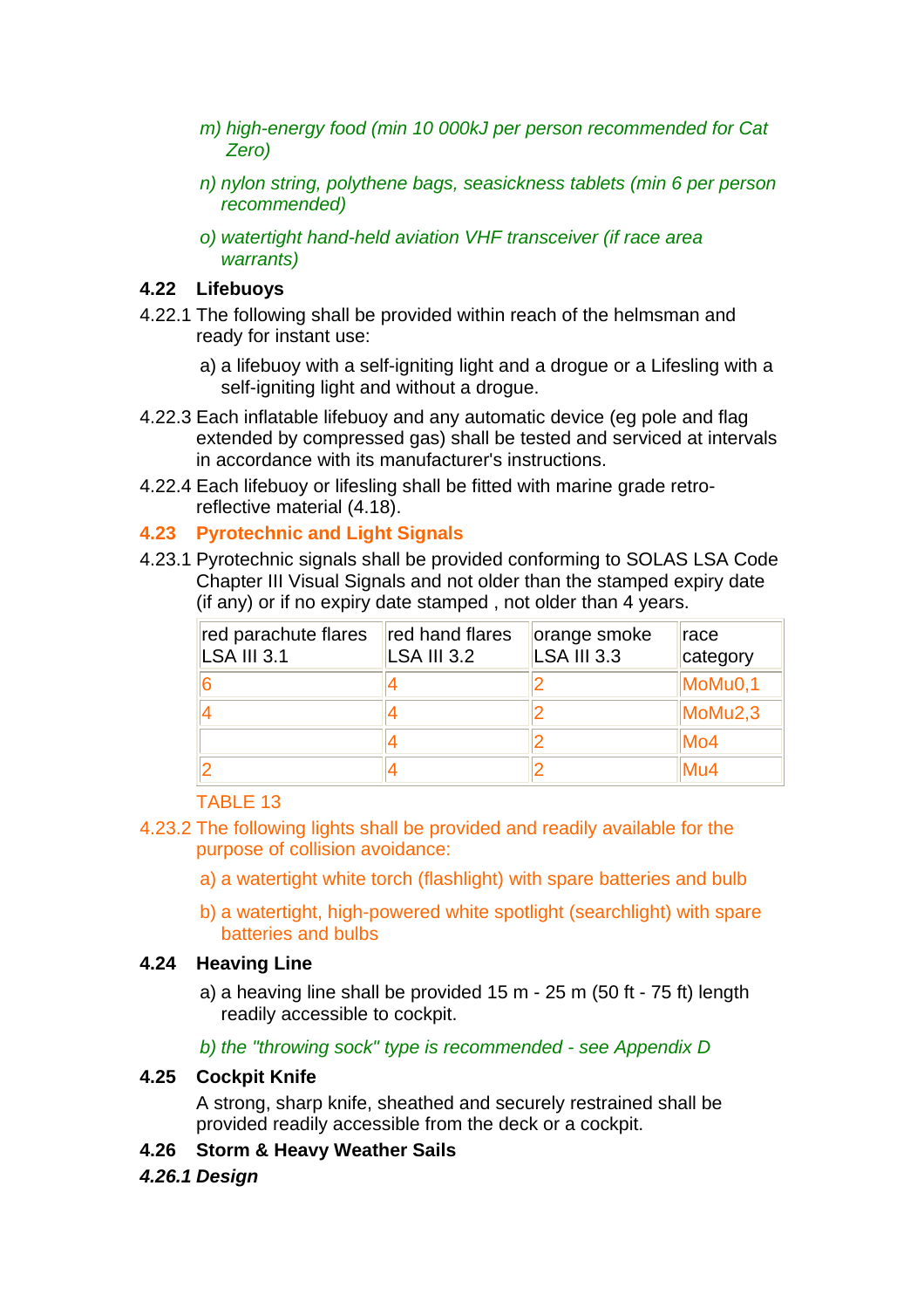*m) high-energy food (min 10 000kJ per person recommended for Cat Zero)*

*n) nylon string, polythene bags, seasickness tablets (min 6 per person recommended)*

*o) watertight hand-held aviation VHF transceiver (if race area warrants)*

**4.22 Lifebuoys**

4.22.1 The following shall be provided within reach of the helmsman and ready for instant use:

a) a lifebuoy with a self-igniting light and a drogue or a Lifesling with a self-igniting light and without a drogue.

4.22.3 Each inflatable lifebuoy and any automatic device (eg pole and flag extended by compressed gas) shall be tested and serviced at intervals in accordance with its manufacturer's instructions.

4.22.4 Each lifebuoy or lifesling shall be fitted with marine grade retro-reflective material (4.18).

**4.23 Pyrotechnic and Light Signals**

4.23.1 Pyrotechnic signals shall be provided conforming to SOLAS LSA Code Chapter III Visual Signals and not older than the stamped expiry date (if any) or if no expiry date stamped , not older than 4 years.

| red parachute flares LSA III 3.1 | red hand flares LSA III 3.2 | orange smoke LSA III 3.3 | race category |
|---|---|---|---|
| 6 | 4 | 2 | MoMu0,1 |
| 4 | 4 | 2 | MoMu2,3 |
| | 4 | 2 | Mo4 |
| 2 | 4 | 2 | Mu4 |

TABLE 13

4.23.2 The following lights shall be provided and readily available for the purpose of collision avoidance:

a) a watertight white torch (flashlight) with spare batteries and bulb

b) a watertight, high-powered white spotlight (searchlight) with spare batteries and bulbs

**4.24 Heaving Line**

a) a heaving line shall be provided 15 m - 25 m (50 ft - 75 ft) length readily accessible to cockpit.

*b) the "throwing sock" type is recommended - see Appendix D*

**4.25 Cockpit Knife**

A strong, sharp knife, sheathed and securely restrained shall be provided readily accessible from the deck or a cockpit.

**4.26 Storm & Heavy Weather Sails**

***4.26.1 Design***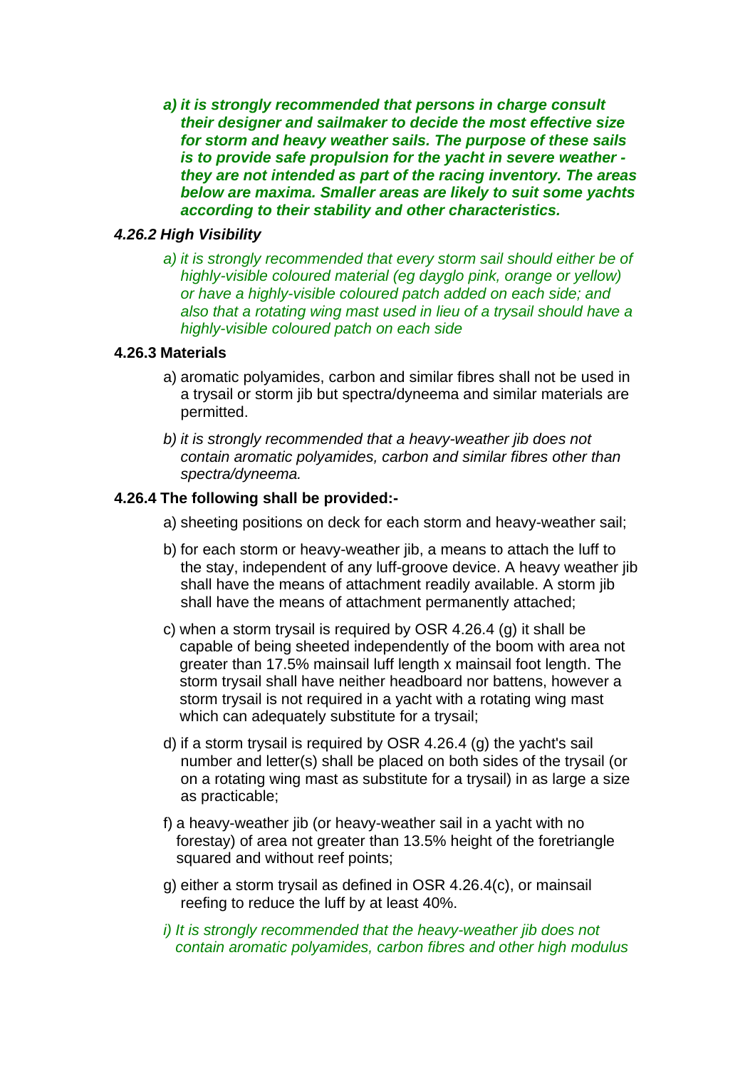*a) **it is strongly recommended that persons in charge consult their designer and sailmaker to decide the most effective size for storm and heavy weather sails. The purpose of these sails is to provide safe propulsion for the yacht in severe weather - they are not intended as part of the racing inventory. The areas below are maxima. Smaller areas are likely to suit some yachts according to their stability and other characteristics.***

### *4.26.2 High Visibility*

*a) it is strongly recommended that every storm sail should either be of highly-visible coloured material (eg dayglo pink, orange or yellow) or have a highly-visible coloured patch added on each side; and also that a rotating wing mast used in lieu of a trysail should have a highly-visible coloured patch on each side*

### 4.26.3 Materials

a) aromatic polyamides, carbon and similar fibres shall not be used in a trysail or storm jib but spectra/dyneema and similar materials are permitted.

*b) it is strongly recommended that a heavy-weather jib does not contain aromatic polyamides, carbon and similar fibres other than spectra/dyneema.*

### 4.26.4 The following shall be provided:-

a) sheeting positions on deck for each storm and heavy-weather sail;

b) for each storm or heavy-weather jib, a means to attach the luff to the stay, independent of any luff-groove device. A heavy weather jib shall have the means of attachment readily available. A storm jib shall have the means of attachment permanently attached;

c) when a storm trysail is required by OSR 4.26.4 (g) it shall be capable of being sheeted independently of the boom with area not greater than 17.5% mainsail luff length x mainsail foot length. The storm trysail shall have neither headboard nor battens, however a storm trysail is not required in a yacht with a rotating wing mast which can adequately substitute for a trysail;

d) if a storm trysail is required by OSR 4.26.4 (g) the yacht's sail number and letter(s) shall be placed on both sides of the trysail (or on a rotating wing mast as substitute for a trysail) in as large a size as practicable;

f) a heavy-weather jib (or heavy-weather sail in a yacht with no forestay) of area not greater than 13.5% height of the foretriangle squared and without reef points;

g) either a storm trysail as defined in OSR 4.26.4(c), or mainsail reefing to reduce the luff by at least 40%.

*i) It is strongly recommended that the heavy-weather jib does not contain aromatic polyamides, carbon fibres and other high modulus*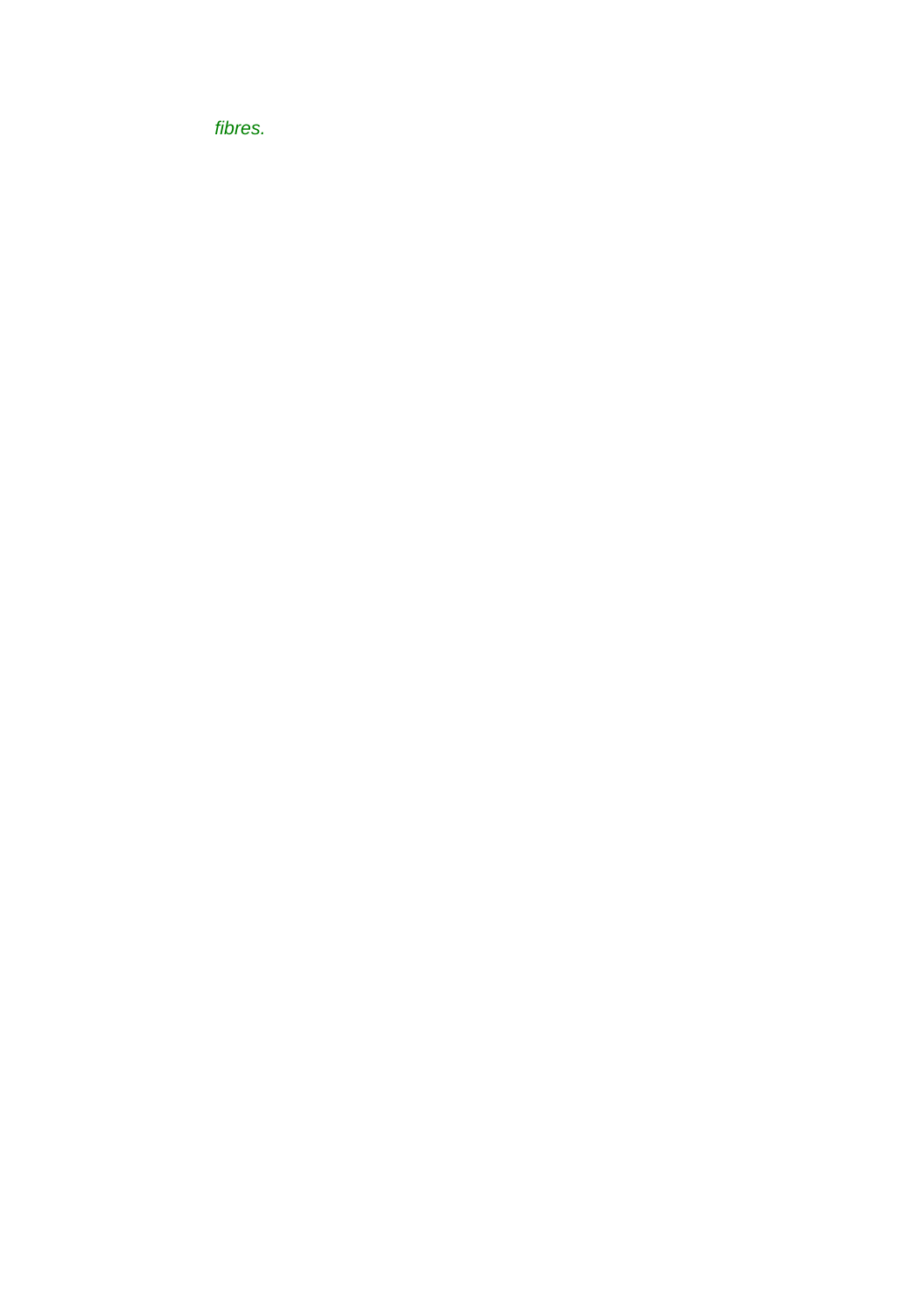*fibres.*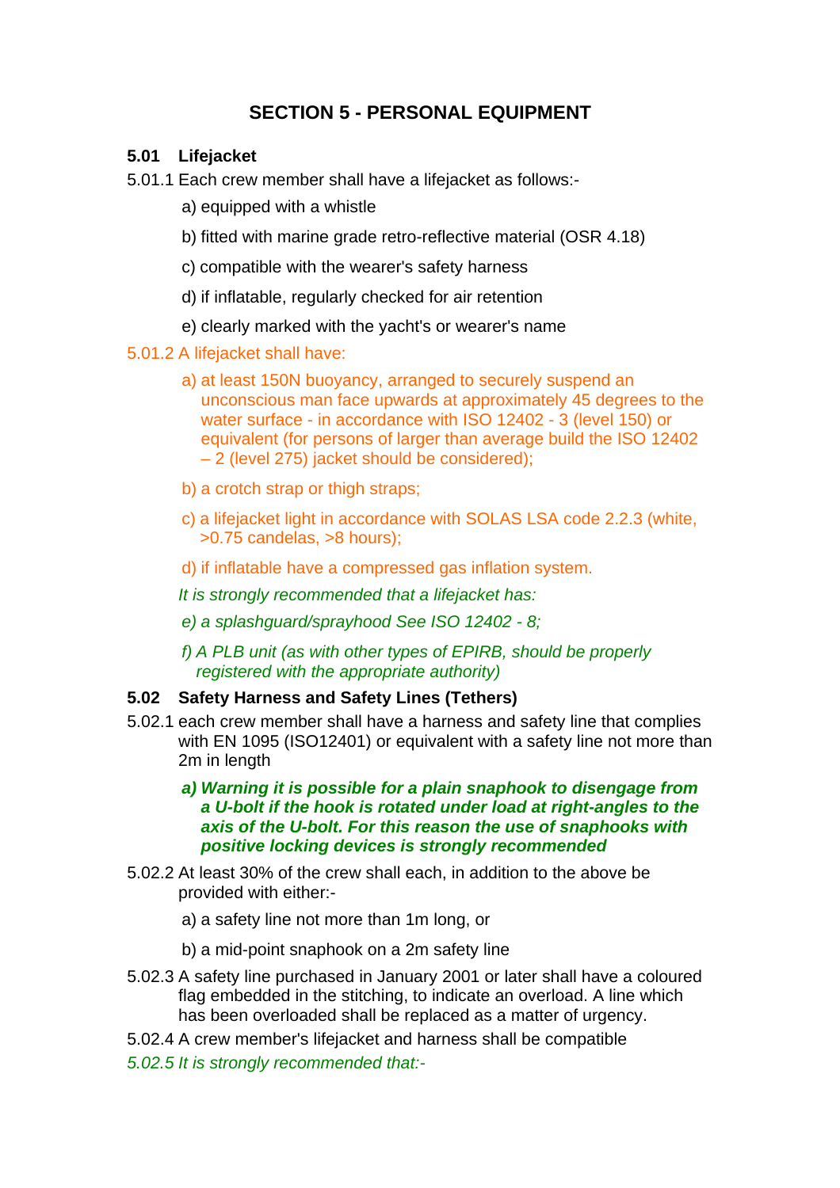## SECTION 5 - PERSONAL EQUIPMENT

### 5.01 Lifejacket

5.01.1 Each crew member shall have a lifejacket as follows:-

a) equipped with a whistle

b) fitted with marine grade retro-reflective material (OSR 4.18)

c) compatible with the wearer's safety harness

d) if inflatable, regularly checked for air retention

e) clearly marked with the yacht's or wearer's name

5.01.2 A lifejacket shall have:

a) at least 150N buoyancy, arranged to securely suspend an unconscious man face upwards at approximately 45 degrees to the water surface - in accordance with ISO 12402 - 3 (level 150) or equivalent (for persons of larger than average build the ISO 12402 – 2 (level 275) jacket should be considered);

b) a crotch strap or thigh straps;

c) a lifejacket light in accordance with SOLAS LSA code 2.2.3 (white, >0.75 candelas, >8 hours);

d) if inflatable have a compressed gas inflation system.

*It is strongly recommended that a lifejacket has:*

*e) a splashguard/sprayhood See ISO 12402 - 8;*

*f) A PLB unit (as with other types of EPIRB, should be properly registered with the appropriate authority)*

### 5.02 Safety Harness and Safety Lines (Tethers)

5.02.1 each crew member shall have a harness and safety line that complies with EN 1095 (ISO12401) or equivalent with a safety line not more than 2m in length

***a) Warning it is possible for a plain snaphook to disengage from a U-bolt if the hook is rotated under load at right-angles to the axis of the U-bolt. For this reason the use of snaphooks with positive locking devices is strongly recommended***

5.02.2 At least 30% of the crew shall each, in addition to the above be provided with either:-

a) a safety line not more than 1m long, or

b) a mid-point snaphook on a 2m safety line

5.02.3 A safety line purchased in January 2001 or later shall have a coloured flag embedded in the stitching, to indicate an overload. A line which has been overloaded shall be replaced as a matter of urgency.

5.02.4 A crew member's lifejacket and harness shall be compatible

*5.02.5 It is strongly recommended that:-*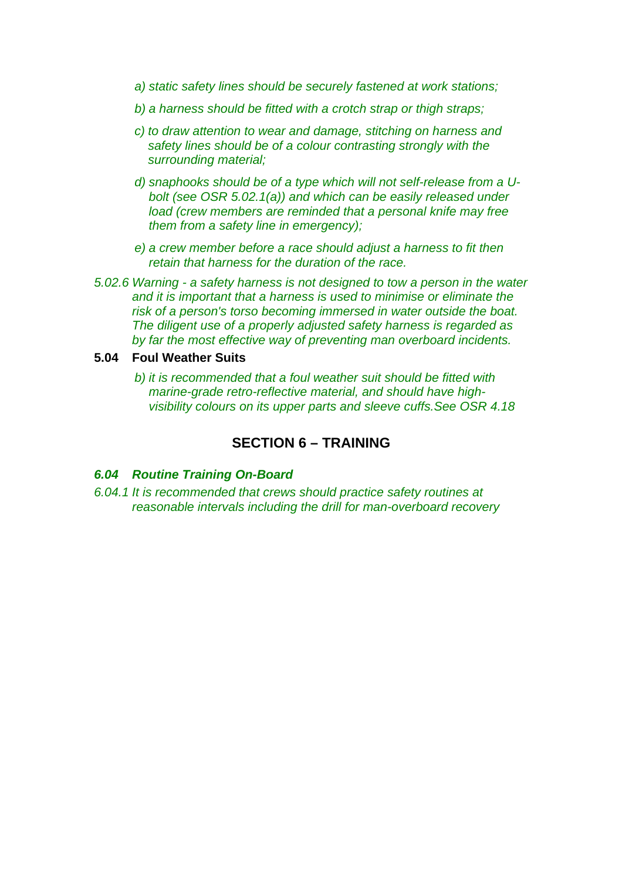*a) static safety lines should be securely fastened at work stations;*

*b) a harness should be fitted with a crotch strap or thigh straps;*

*c) to draw attention to wear and damage, stitching on harness and safety lines should be of a colour contrasting strongly with the surrounding material;*

*d) snaphooks should be of a type which will not self-release from a U-bolt (see OSR 5.02.1(a)) and which can be easily released under load (crew members are reminded that a personal knife may free them from a safety line in emergency);*

*e) a crew member before a race should adjust a harness to fit then retain that harness for the duration of the race.*

*5.02.6 Warning - a safety harness is not designed to tow a person in the water and it is important that a harness is used to minimise or eliminate the risk of a person's torso becoming immersed in water outside the boat. The diligent use of a properly adjusted safety harness is regarded as by far the most effective way of preventing man overboard incidents.*

**5.04 Foul Weather Suits**

*b) it is recommended that a foul weather suit should be fitted with marine-grade retro-reflective material, and should have high-visibility colours on its upper parts and sleeve cuffs.See OSR 4.18*

## SECTION 6 – TRAINING

***6.04 Routine Training On-Board***

*6.04.1 It is recommended that crews should practice safety routines at reasonable intervals including the drill for man-overboard recovery*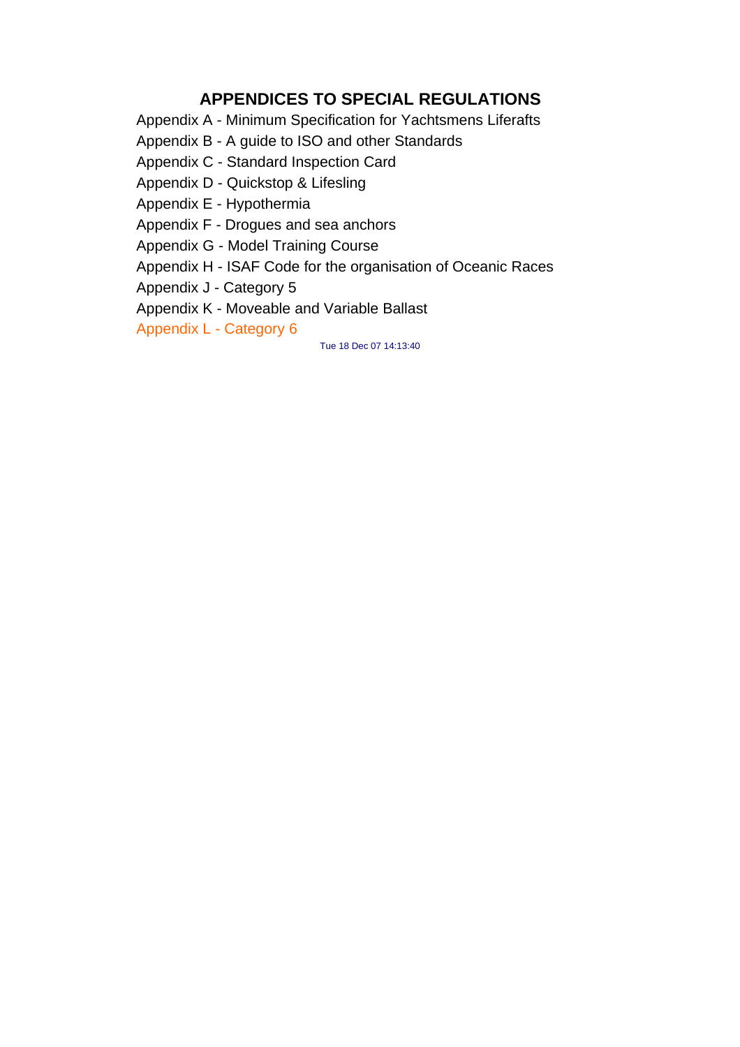# APPENDICES TO SPECIAL REGULATIONS

Appendix A - Minimum Specification for Yachtsmens Liferafts

Appendix B - A guide to ISO and other Standards

Appendix C - Standard Inspection Card

Appendix D - Quickstop & Lifesling

Appendix E - Hypothermia

Appendix F - Drogues and sea anchors

Appendix G - Model Training Course

Appendix H - ISAF Code for the organisation of Oceanic Races

Appendix J - Category 5

Appendix K - Moveable and Variable Ballast

Appendix L - Category 6

Tue 18 Dec 07 14:13:40